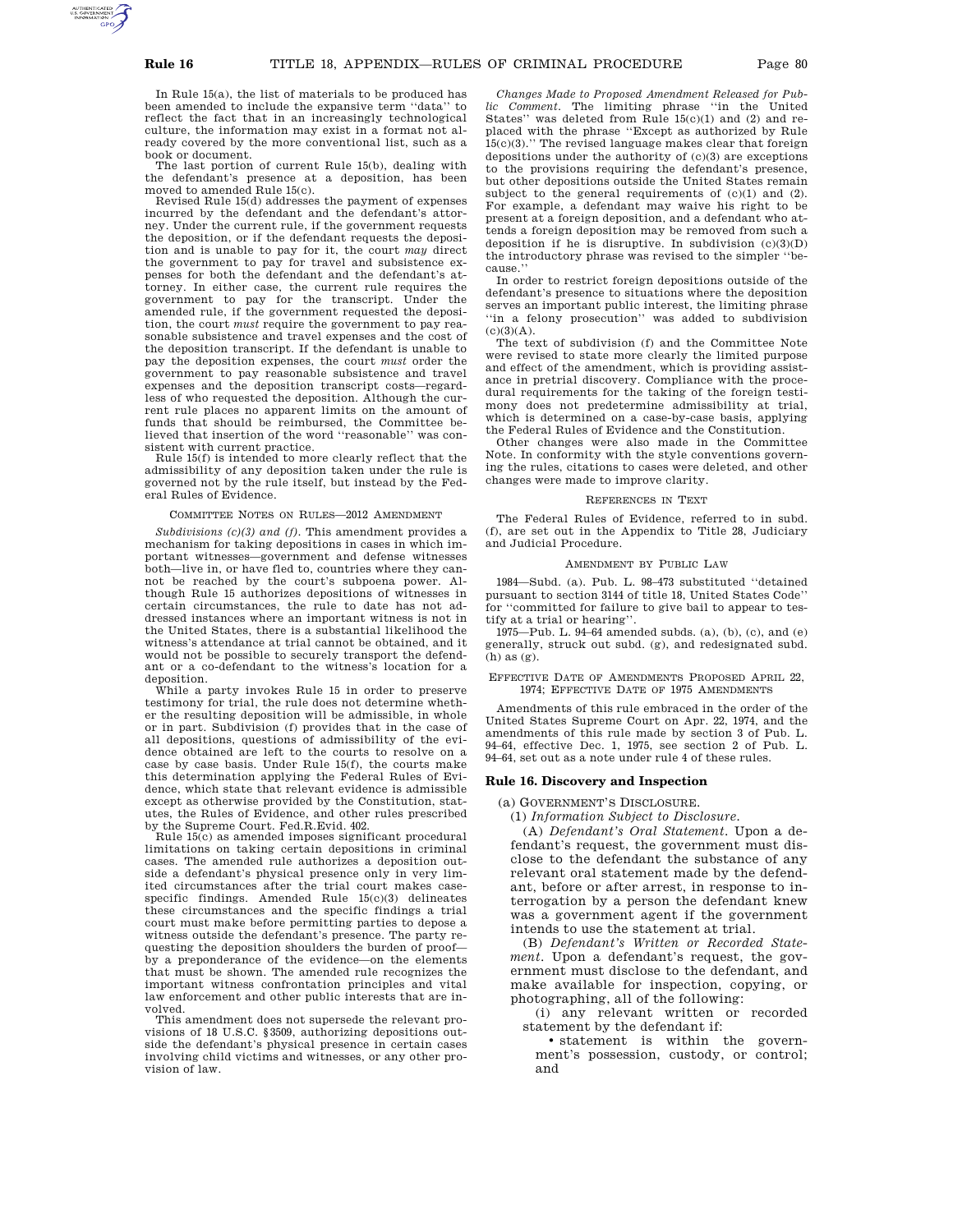In Rule 15(a), the list of materials to be produced has been amended to include the expansive term ''data'' to reflect the fact that in an increasingly technological culture, the information may exist in a format not already covered by the more conventional list, such as a book or document.

The last portion of current Rule 15(b), dealing with the defendant's presence at a deposition, has been moved to amended Rule 15(c).

Revised Rule 15(d) addresses the payment of expenses incurred by the defendant and the defendant's attorney. Under the current rule, if the government requests the deposition, or if the defendant requests the deposition and is unable to pay for it, the court *may* direct the government to pay for travel and subsistence expenses for both the defendant and the defendant's attorney. In either case, the current rule requires the government to pay for the transcript. Under the amended rule, if the government requested the deposition, the court *must* require the government to pay reasonable subsistence and travel expenses and the cost of the deposition transcript. If the defendant is unable to pay the deposition expenses, the court *must* order the government to pay reasonable subsistence and travel expenses and the deposition transcript costs—regardless of who requested the deposition. Although the current rule places no apparent limits on the amount of funds that should be reimbursed, the Committee believed that insertion of the word ''reasonable'' was consistent with current practice.

Rule 15(f) is intended to more clearly reflect that the admissibility of any deposition taken under the rule is governed not by the rule itself, but instead by the Federal Rules of Evidence.

COMMITTEE NOTES ON RULES—2012 AMENDMENT

*Subdivisions (c)(3) and (f).* This amendment provides a mechanism for taking depositions in cases in which important witnesses—government and defense witnesses both—live in, or have fled to, countries where they cannot be reached by the court's subpoena power. Although Rule 15 authorizes depositions of witnesses in certain circumstances, the rule to date has not addressed instances where an important witness is not in the United States, there is a substantial likelihood the witness's attendance at trial cannot be obtained, and it would not be possible to securely transport the defendant or a co-defendant to the witness's location for a deposition.

While a party invokes Rule 15 in order to preserve testimony for trial, the rule does not determine whether the resulting deposition will be admissible, in whole or in part. Subdivision (f) provides that in the case of all depositions, questions of admissibility of the evidence obtained are left to the courts to resolve on a case by case basis. Under Rule 15(f), the courts make this determination applying the Federal Rules of Evidence, which state that relevant evidence is admissible except as otherwise provided by the Constitution, statutes, the Rules of Evidence, and other rules prescribed by the Supreme Court. Fed.R.Evid. 402.

Rule 15(c) as amended imposes significant procedural limitations on taking certain depositions in criminal cases. The amended rule authorizes a deposition outside a defendant's physical presence only in very limited circumstances after the trial court makes case-specific findings. Amended Rule 15(c)(3) delineates these circumstances and the specific findings a trial court must make before permitting parties to depose a witness outside the defendant's presence. The party requesting the deposition shoulders the burden of proof—by a preponderance of the evidence—on the elements that must be shown. The amended rule recognizes the important witness confrontation principles and vital law enforcement and other public interests that are involved.

This amendment does not supersede the relevant provisions of 18 U.S.C. §3509, authorizing depositions outside the defendant's physical presence in certain cases involving child victims and witnesses, or any other provision of law.

*Changes Made to Proposed Amendment Released for Public Comment.* The limiting phrase ''in the United States'' was deleted from Rule 15(c)(1) and (2) and replaced with the phrase ''Except as authorized by Rule 15(c)(3).'' The revised language makes clear that foreign depositions under the authority of (c)(3) are exceptions to the provisions requiring the defendant's presence, but other depositions outside the United States remain subject to the general requirements of (c)(1) and (2). For example, a defendant may waive his right to be present at a foreign deposition, and a defendant who attends a foreign deposition may be removed from such a deposition if he is disruptive. In subdivision (c)(3)(D) the introductory phrase was revised to the simpler ''because.''

In order to restrict foreign depositions outside of the defendant's presence to situations where the deposition serves an important public interest, the limiting phrase ''in a felony prosecution'' was added to subdivision (c)(3)(A).

The text of subdivision (f) and the Committee Note were revised to state more clearly the limited purpose and effect of the amendment, which is providing assistance in pretrial discovery. Compliance with the procedural requirements for the taking of the foreign testimony does not predetermine admissibility at trial, which is determined on a case-by-case basis, applying the Federal Rules of Evidence and the Constitution.

Other changes were also made in the Committee Note. In conformity with the style conventions governing the rules, citations to cases were deleted, and other changes were made to improve clarity.

REFERENCES IN TEXT

The Federal Rules of Evidence, referred to in subd. (f), are set out in the Appendix to Title 28, Judiciary and Judicial Procedure.

AMENDMENT BY PUBLIC LAW

1984—Subd. (a). Pub. L. 98–473 substituted ''detained pursuant to section 3144 of title 18, United States Code'' for ''committed for failure to give bail to appear to testify at a trial or hearing''.

1975—Pub. L. 94–64 amended subds. (a), (b), (c), and (e) generally, struck out subd. (g), and redesignated subd. (h) as (g).

EFFECTIVE DATE OF AMENDMENTS PROPOSED APRIL 22, 1974; EFFECTIVE DATE OF 1975 AMENDMENTS

Amendments of this rule embraced in the order of the United States Supreme Court on Apr. 22, 1974, and the amendments of this rule made by section 3 of Pub. L. 94–64, effective Dec. 1, 1975, see section 2 of Pub. L. 94–64, set out as a note under rule 4 of these rules.

## Rule 16. Discovery and Inspection

(a) GOVERNMENT'S DISCLOSURE.

(1) *Information Subject to Disclosure.*

(A) *Defendant's Oral Statement.* Upon a defendant's request, the government must disclose to the defendant the substance of any relevant oral statement made by the defendant, before or after arrest, in response to interrogation by a person the defendant knew was a government agent if the government intends to use the statement at trial.

(B) *Defendant's Written or Recorded Statement.* Upon a defendant's request, the government must disclose to the defendant, and make available for inspection, copying, or photographing, all of the following:

(i) any relevant written or recorded statement by the defendant if:

• statement is within the government's possession, custody, or control; and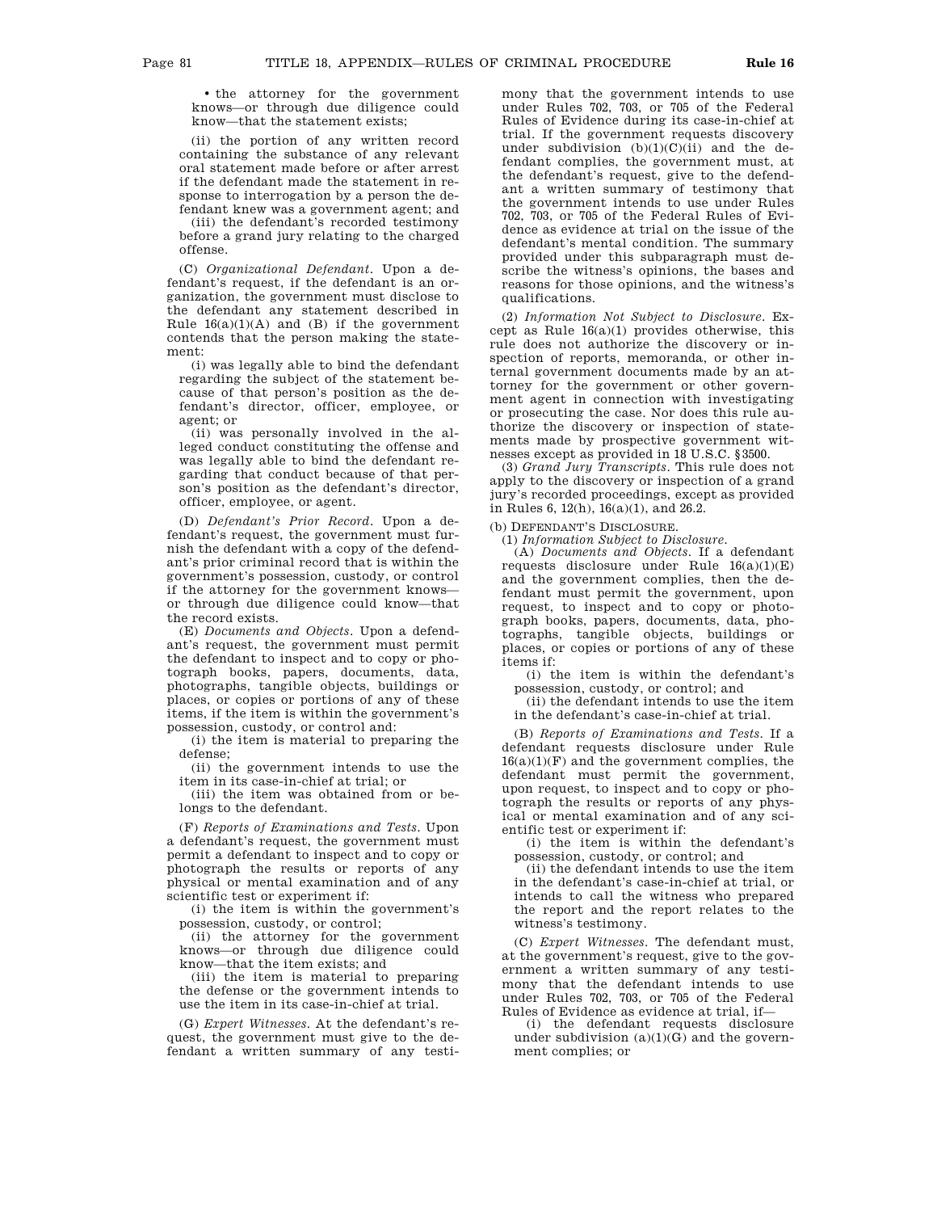• the attorney for the government knows—or through due diligence could know—that the statement exists;

(ii) the portion of any written record containing the substance of any relevant oral statement made before or after arrest if the defendant made the statement in response to interrogation by a person the defendant knew was a government agent; and

(iii) the defendant's recorded testimony before a grand jury relating to the charged offense.

(C) *Organizational Defendant*. Upon a defendant's request, if the defendant is an organization, the government must disclose to the defendant any statement described in Rule 16(a)(1)(A) and (B) if the government contends that the person making the statement:

(i) was legally able to bind the defendant regarding the subject of the statement because of that person's position as the defendant's director, officer, employee, or agent; or

(ii) was personally involved in the alleged conduct constituting the offense and was legally able to bind the defendant regarding that conduct because of that person's position as the defendant's director, officer, employee, or agent.

(D) *Defendant's Prior Record*. Upon a defendant's request, the government must furnish the defendant with a copy of the defendant's prior criminal record that is within the government's possession, custody, or control if the attorney for the government knows—or through due diligence could know—that the record exists.

(E) *Documents and Objects*. Upon a defendant's request, the government must permit the defendant to inspect and to copy or photograph books, papers, documents, data, photographs, tangible objects, buildings or places, or copies or portions of any of these items, if the item is within the government's possession, custody, or control and:

(i) the item is material to preparing the defense;

(ii) the government intends to use the item in its case-in-chief at trial; or

(iii) the item was obtained from or belongs to the defendant.

(F) *Reports of Examinations and Tests*. Upon a defendant's request, the government must permit a defendant to inspect and to copy or photograph the results or reports of any physical or mental examination and of any scientific test or experiment if:

(i) the item is within the government's possession, custody, or control;

(ii) the attorney for the government knows—or through due diligence could know—that the item exists; and

(iii) the item is material to preparing the defense or the government intends to use the item in its case-in-chief at trial.

(G) *Expert Witnesses*. At the defendant's request, the government must give to the defendant a written summary of any testimony that the government intends to use under Rules 702, 703, or 705 of the Federal Rules of Evidence during its case-in-chief at trial. If the government requests discovery under subdivision (b)(1)(C)(ii) and the defendant complies, the government must, at the defendant's request, give to the defendant a written summary of testimony that the government intends to use under Rules 702, 703, or 705 of the Federal Rules of Evidence as evidence at trial on the issue of the defendant's mental condition. The summary provided under this subparagraph must describe the witness's opinions, the bases and reasons for those opinions, and the witness's qualifications.

(2) *Information Not Subject to Disclosure*. Except as Rule 16(a)(1) provides otherwise, this rule does not authorize the discovery or inspection of reports, memoranda, or other internal government documents made by an attorney for the government or other government agent in connection with investigating or prosecuting the case. Nor does this rule authorize the discovery or inspection of statements made by prospective government witnesses except as provided in 18 U.S.C. §3500.

(3) *Grand Jury Transcripts*. This rule does not apply to the discovery or inspection of a grand jury's recorded proceedings, except as provided in Rules 6, 12(h), 16(a)(1), and 26.2.

(b) DEFENDANT'S DISCLOSURE.

(1) *Information Subject to Disclosure*.

(A) *Documents and Objects*. If a defendant requests disclosure under Rule 16(a)(1)(E) and the government complies, then the defendant must permit the government, upon request, to inspect and to copy or photograph books, papers, documents, data, photographs, tangible objects, buildings or places, or copies or portions of any of these items if:

(i) the item is within the defendant's possession, custody, or control; and

(ii) the defendant intends to use the item in the defendant's case-in-chief at trial.

(B) *Reports of Examinations and Tests*. If a defendant requests disclosure under Rule 16(a)(1)(F) and the government complies, the defendant must permit the government, upon request, to inspect and to copy or photograph the results or reports of any physical or mental examination and of any scientific test or experiment if:

(i) the item is within the defendant's possession, custody, or control; and

(ii) the defendant intends to use the item in the defendant's case-in-chief at trial, or intends to call the witness who prepared the report and the report relates to the witness's testimony.

(C) *Expert Witnesses*. The defendant must, at the government's request, give to the government a written summary of any testimony that the defendant intends to use under Rules 702, 703, or 705 of the Federal Rules of Evidence as evidence at trial, if—

(i) the defendant requests disclosure under subdivision (a)(1)(G) and the government complies; or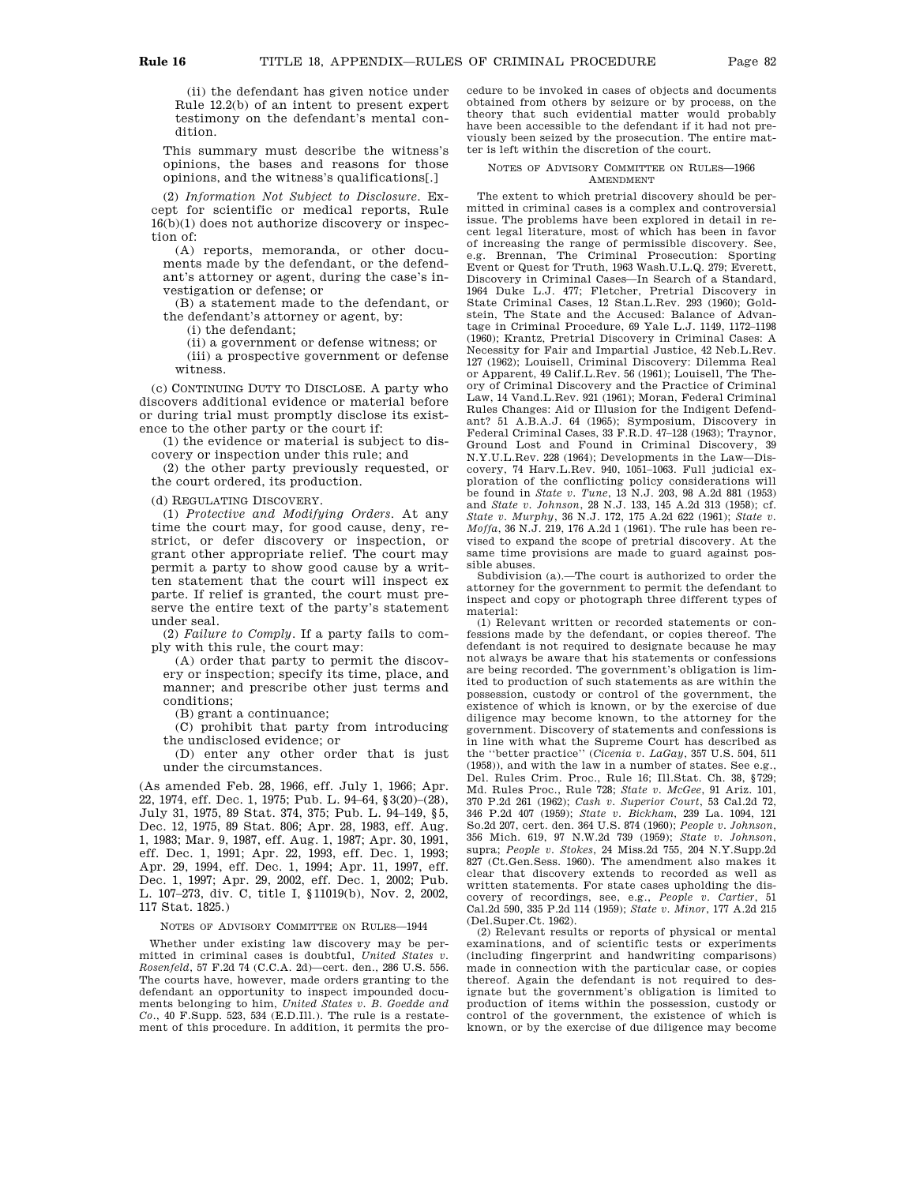(ii) the defendant has given notice under Rule 12.2(b) of an intent to present expert testimony on the defendant's mental condition.

This summary must describe the witness's opinions, the bases and reasons for those opinions, and the witness's qualifications[.]

(2) *Information Not Subject to Disclosure.* Except for scientific or medical reports, Rule 16(b)(1) does not authorize discovery or inspection of:

(A) reports, memoranda, or other documents made by the defendant, or the defendant's attorney or agent, during the case's investigation or defense; or

(B) a statement made to the defendant, or the defendant's attorney or agent, by:

(i) the defendant;

(ii) a government or defense witness; or

(iii) a prospective government or defense witness.

(c) CONTINUING DUTY TO DISCLOSE. A party who discovers additional evidence or material before or during trial must promptly disclose its existence to the other party or the court if:

(1) the evidence or material is subject to discovery or inspection under this rule; and

(2) the other party previously requested, or the court ordered, its production.

(d) REGULATING DISCOVERY.

(1) *Protective and Modifying Orders.* At any time the court may, for good cause, deny, restrict, or defer discovery or inspection, or grant other appropriate relief. The court may permit a party to show good cause by a written statement that the court will inspect ex parte. If relief is granted, the court must preserve the entire text of the party's statement under seal.

(2) *Failure to Comply.* If a party fails to comply with this rule, the court may:

(A) order that party to permit the discovery or inspection; specify its time, place, and manner; and prescribe other just terms and conditions;

(B) grant a continuance;

(C) prohibit that party from introducing the undisclosed evidence; or

(D) enter any other order that is just under the circumstances.

(As amended Feb. 28, 1966, eff. July 1, 1966; Apr. 22, 1974, eff. Dec. 1, 1975; Pub. L. 94–64, §3(20)–(28), July 31, 1975, 89 Stat. 374, 375; Pub. L. 94–149, §5, Dec. 12, 1975, 89 Stat. 806; Apr. 28, 1983, eff. Aug. 1, 1983; Mar. 9, 1987, eff. Aug. 1, 1987; Apr. 30, 1991, eff. Dec. 1, 1991; Apr. 22, 1993, eff. Dec. 1, 1993; Apr. 29, 1994, eff. Dec. 1, 1994; Apr. 11, 1997, eff. Dec. 1, 1997; Apr. 29, 2002, eff. Dec. 1, 2002; Pub. L. 107–273, div. C, title I, §11019(b), Nov. 2, 2002, 117 Stat. 1825.)

NOTES OF ADVISORY COMMITTEE ON RULES—1944

Whether under existing law discovery may be permitted in criminal cases is doubtful, *United States v. Rosenfeld*, 57 F.2d 74 (C.C.A. 2d)—cert. den., 286 U.S. 556. The courts have, however, made orders granting to the defendant an opportunity to inspect impounded documents belonging to him, *United States v. B. Goedde and Co.*, 40 F.Supp. 523, 534 (E.D.Ill.). The rule is a restatement of this procedure. In addition, it permits the procedure to be invoked in cases of objects and documents obtained from others by seizure or by process, on the theory that such evidential matter would probably have been accessible to the defendant if it had not previously been seized by the prosecution. The entire matter is left within the discretion of the court.

NOTES OF ADVISORY COMMITTEE ON RULES—1966 AMENDMENT

The extent to which pretrial discovery should be permitted in criminal cases is a complex and controversial issue. The problems have been explored in detail in recent legal literature, most of which has been in favor of increasing the range of permissible discovery. See, e.g. Brennan, The Criminal Prosecution: Sporting Event or Quest for Truth, 1963 Wash.U.L.Q. 279; Everett, Discovery in Criminal Cases—In Search of a Standard, 1964 Duke L.J. 477; Fletcher, Pretrial Discovery in State Criminal Cases, 12 Stan.L.Rev. 293 (1960); Goldstein, The State and the Accused: Balance of Advantage in Criminal Procedure, 69 Yale L.J. 1149, 1172–1198 (1960); Krantz, Pretrial Discovery in Criminal Cases: A Necessity for Fair and Impartial Justice, 42 Neb.L.Rev. 127 (1962); Louisell, Criminal Discovery: Dilemma Real or Apparent, 49 Calif.L.Rev. 56 (1961); Louisell, The Theory of Criminal Discovery and the Practice of Criminal Law, 14 Vand.L.Rev. 921 (1961); Moran, Federal Criminal Rules Changes: Aid or Illusion for the Indigent Defendant? 51 A.B.A.J. 64 (1965); Symposium, Discovery in Federal Criminal Cases, 33 F.R.D. 47–128 (1963); Traynor, Ground Lost and Found in Criminal Discovery, 39 N.Y.U.L.Rev. 228 (1964); Developments in the Law—Discovery, 74 Harv.L.Rev. 940, 1051–1063. Full judicial exploration of the conflicting policy considerations will be found in *State v. Tune*, 13 N.J. 203, 98 A.2d 881 (1953) and *State v. Johnson*, 28 N.J. 133, 145 A.2d 313 (1958); cf. *State v. Murphy*, 36 N.J. 172, 175 A.2d 622 (1961); *State v. Moffa*, 36 N.J. 219, 176 A.2d 1 (1961). The rule has been revised to expand the scope of pretrial discovery. At the same time provisions are made to guard against possible abuses.

Subdivision (a).—The court is authorized to order the attorney for the government to permit the defendant to inspect and copy or photograph three different types of material:

(1) Relevant written or recorded statements or confessions made by the defendant, or copies thereof. The defendant is not required to designate because he may not always be aware that his statements or confessions are being recorded. The government's obligation is limited to production of such statements as are within the possession, custody or control of the government, the existence of which is known, or by the exercise of due diligence may become known, to the attorney for the government. Discovery of statements and confessions is in line with what the Supreme Court has described as the "better practice" (*Cicenia v. LaGay*, 357 U.S. 504, 511 (1958)), and with the law in a number of states. See e.g., Del. Rules Crim. Proc., Rule 16; Ill.Stat. Ch. 38, §729; Md. Rules Proc., Rule 728; *State v. McGee*, 91 Ariz. 101, 370 P.2d 261 (1962); *Cash v. Superior Court*, 53 Cal.2d 72, 346 P.2d 407 (1959); *State v. Bickham*, 239 La. 1094, 121 So.2d 207, cert. den. 364 U.S. 874 (1960); *People v. Johnson*, 356 Mich. 619, 97 N.W.2d 739 (1959); *State v. Johnson*, supra; *People v. Stokes*, 24 Miss.2d 755, 204 N.Y.Supp.2d 827 (Ct.Gen.Sess. 1960). The amendment also makes it clear that discovery extends to recorded as well as written statements. For state cases upholding the discovery of recordings, see, e.g., *People v. Cartier*, 51 Cal.2d 590, 335 P.2d 114 (1959); *State v. Minor*, 177 A.2d 215 (Del.Super.Ct. 1962).

(2) Relevant results or reports of physical or mental examinations, and of scientific tests or experiments (including fingerprint and handwriting comparisons) made in connection with the particular case, or copies thereof. Again the defendant is not required to designate but the government's obligation is limited to production of items within the possession, custody or control of the government, the existence of which is known, or by the exercise of due diligence may become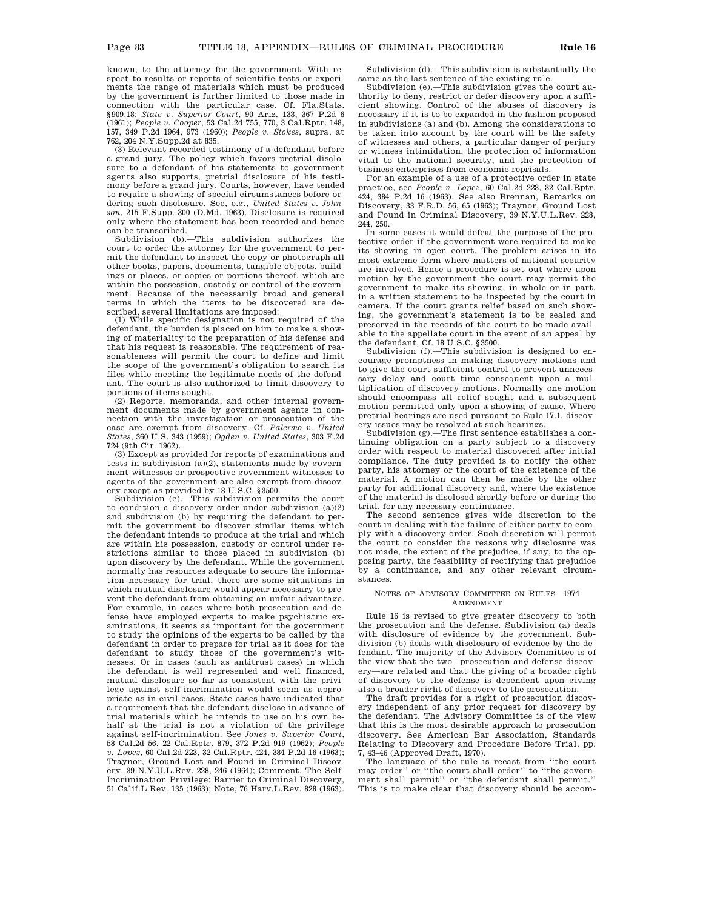known, to the attorney for the government. With respect to results or reports of scientific tests or experiments the range of materials which must be produced by the government is further limited to those made in connection with the particular case. Cf. Fla.Stats. §909.18; *State v. Superior Court*, 90 Ariz. 133, 367 P.2d 6 (1961); *People v. Cooper*, 53 Cal.2d 755, 770, 3 Cal.Rptr. 148, 157, 349 P.2d 1964, 973 (1960); *People v. Stokes*, supra, at 762, 204 N.Y.Supp.2d at 835.

(3) Relevant recorded testimony of a defendant before a grand jury. The policy which favors pretrial disclosure to a defendant of his statements to government agents also supports, pretrial disclosure of his testimony before a grand jury. Courts, however, have tended to require a showing of special circumstances before ordering such disclosure. See, e.g., *United States v. Johnson*, 215 F.Supp. 300 (D.Md. 1963). Disclosure is required only where the statement has been recorded and hence can be transcribed.

Subdivision (b).—This subdivision authorizes the court to order the attorney for the government to permit the defendant to inspect the copy or photograph all other books, papers, documents, tangible objects, buildings or places, or copies or portions thereof, which are within the possession, custody or control of the government. Because of the necessarily broad and general terms in which the items to be discovered are described, several limitations are imposed:

(1) While specific designation is not required of the defendant, the burden is placed on him to make a showing of materiality to the preparation of his defense and that his request is reasonable. The requirement of reasonableness will permit the court to define and limit the scope of the government's obligation to search its files while meeting the legitimate needs of the defendant. The court is also authorized to limit discovery to portions of items sought.

(2) Reports, memoranda, and other internal government documents made by government agents in connection with the investigation or prosecution of the case are exempt from discovery. Cf. *Palermo v. United States*, 360 U.S. 343 (1959); *Ogden v. United States*, 303 F.2d 724 (9th Cir. 1962).

(3) Except as provided for reports of examinations and tests in subdivision (a)(2), statements made by government witnesses or prospective government witnesses to agents of the government are also exempt from discovery except as provided by 18 U.S.C. §3500.

Subdivision (c).—This subdivision permits the court to condition a discovery order under subdivision (a)(2) and subdivision (b) by requiring the defendant to permit the government to discover similar items which the defendant intends to produce at the trial and which are within his possession, custody or control under restrictions similar to those placed in subdivision (b) upon discovery by the defendant. While the government normally has resources adequate to secure the information necessary for trial, there are some situations in which mutual disclosure would appear necessary to prevent the defendant from obtaining an unfair advantage. For example, in cases where both prosecution and defense have employed experts to make psychiatric examinations, it seems as important for the government to study the opinions of the experts to be called by the defendant in order to prepare for trial as it does for the defendant to study those of the government's witnesses. Or in cases (such as antitrust cases) in which the defendant is well represented and well financed, mutual disclosure so far as consistent with the privilege against self-incrimination would seem as appropriate as in civil cases. State cases have indicated that a requirement that the defendant disclose in advance of trial materials which he intends to use on his own behalf at the trial is not a violation of the privilege against self-incrimination. See *Jones v. Superior Court*, 58 Cal.2d 56, 22 Cal.Rptr. 879, 372 P.2d 919 (1962); *People v. Lopez*, 60 Cal.2d 223, 32 Cal.Rptr. 424, 384 P.2d 16 (1963); Traynor, Ground Lost and Found in Criminal Discovery. 39 N.Y.U.L.Rev. 228, 246 (1964); Comment, The Self-Incrimination Privilege: Barrier to Criminal Discovery, 51 Calif.L.Rev. 135 (1963); Note, 76 Harv.L.Rev. 828 (1963).

Subdivision (d).—This subdivision is substantially the same as the last sentence of the existing rule.

Subdivision (e).—This subdivision gives the court authority to deny, restrict or defer discovery upon a sufficient showing. Control of the abuses of discovery is necessary if it is to be expanded in the fashion proposed in subdivisions (a) and (b). Among the considerations to be taken into account by the court will be the safety of witnesses and others, a particular danger of perjury or witness intimidation, the protection of information vital to the national security, and the protection of business enterprises from economic reprisals.

For an example of a use of a protective order in state practice, see *People v. Lopez*, 60 Cal.2d 223, 32 Cal.Rptr. 424, 384 P.2d 16 (1963). See also Brennan, Remarks on Discovery, 33 F.R.D. 56, 65 (1963); Traynor, Ground Lost and Found in Criminal Discovery, 39 N.Y.U.L.Rev. 228, 244, 250.

In some cases it would defeat the purpose of the protective order if the government were required to make its showing in open court. The problem arises in its most extreme form where matters of national security are involved. Hence a procedure is set out where upon motion by the government the court may permit the government to make its showing, in whole or in part, in a written statement to be inspected by the court in camera. If the court grants relief based on such showing, the government's statement is to be sealed and preserved in the records of the court to be made available to the appellate court in the event of an appeal by the defendant, Cf. 18 U.S.C. §3500.

Subdivision (f).—This subdivision is designed to encourage promptness in making discovery motions and to give the court sufficient control to prevent unnecessary delay and court time consequent upon a multiplication of discovery motions. Normally one motion should encompass all relief sought and a subsequent motion permitted only upon a showing of cause. Where pretrial hearings are used pursuant to Rule 17.1, discovery issues may be resolved at such hearings.

Subdivision (g).—The first sentence establishes a continuing obligation on a party subject to a discovery order with respect to material discovered after initial compliance. The duty provided is to notify the other party, his attorney or the court of the existence of the material. A motion can then be made by the other party for additional discovery and, where the existence of the material is disclosed shortly before or during the trial, for any necessary continuance.

The second sentence gives wide discretion to the court in dealing with the failure of either party to comply with a discovery order. Such discretion will permit the court to consider the reasons why disclosure was not made, the extent of the prejudice, if any, to the opposing party, the feasibility of rectifying that prejudice by a continuance, and any other relevant circumstances.

## NOTES OF ADVISORY COMMITTEE ON RULES—1974 AMENDMENT

Rule 16 is revised to give greater discovery to both the prosecution and the defense. Subdivision (a) deals with disclosure of evidence by the government. Subdivision (b) deals with disclosure of evidence by the defendant. The majority of the Advisory Committee is of the view that the two—prosecution and defense discovery—are related and that the giving of a broader right of discovery to the defense is dependent upon giving also a broader right of discovery to the prosecution.

The draft provides for a right of prosecution discovery independent of any prior request for discovery by the defendant. The Advisory Committee is of the view that this is the most desirable approach to prosecution discovery. See American Bar Association, Standards Relating to Discovery and Procedure Before Trial, pp. 7, 43–46 (Approved Draft, 1970).

The language of the rule is recast from "the court may order" or "the court shall order" to "the government shall permit" or "the defendant shall permit." This is to make clear that discovery should be accom-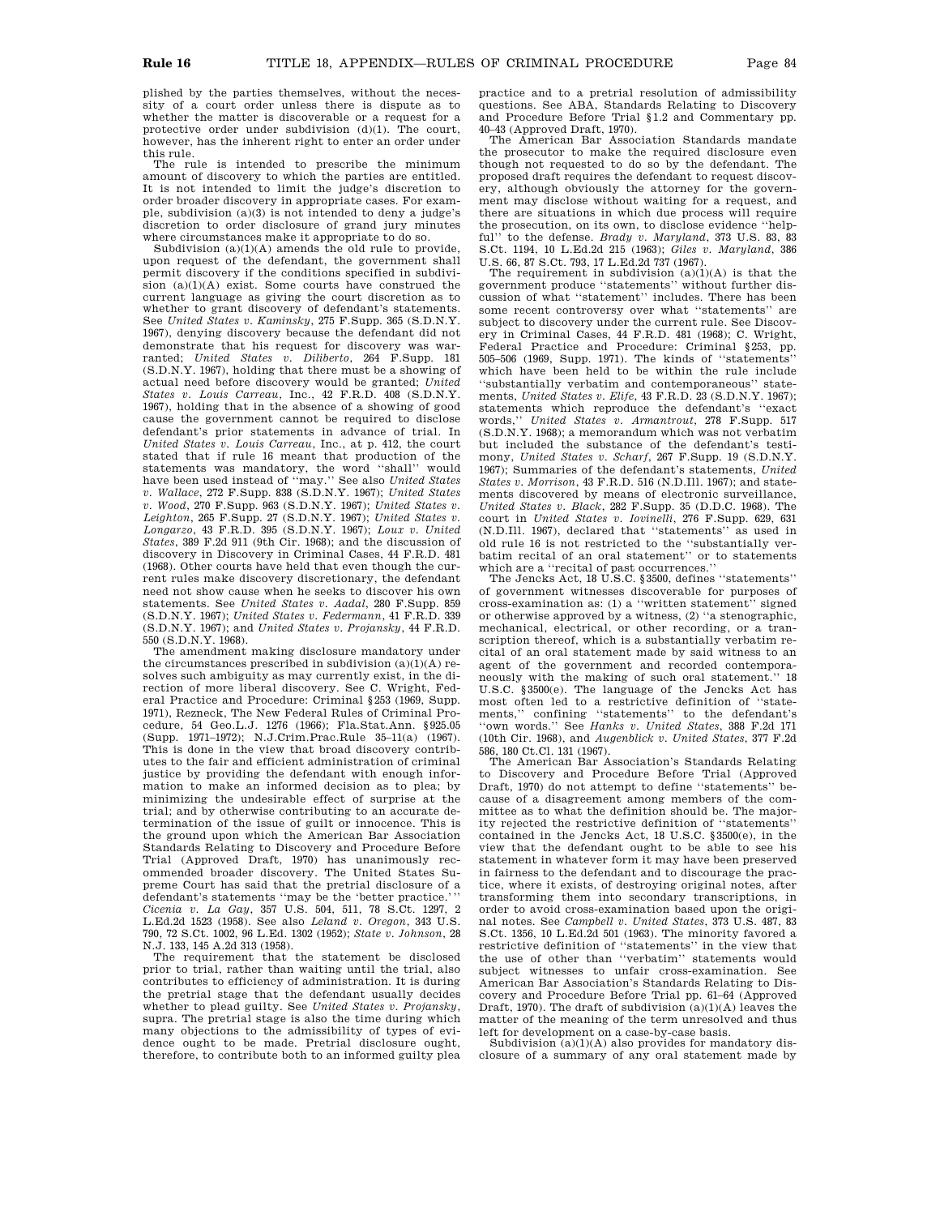plished by the parties themselves, without the necessity of a court order unless there is dispute as to whether the matter is discoverable or a request for a protective order under subdivision (d)(1). The court, however, has the inherent right to enter an order under this rule.

The rule is intended to prescribe the minimum amount of discovery to which the parties are entitled. It is not intended to limit the judge's discretion to order broader discovery in appropriate cases. For example, subdivision (a)(3) is not intended to deny a judge's discretion to order disclosure of grand jury minutes where circumstances make it appropriate to do so.

Subdivision (a)(1)(A) amends the old rule to provide, upon request of the defendant, the government shall permit discovery if the conditions specified in subdivision (a)(1)(A) exist. Some courts have construed the current language as giving the court discretion as to whether to grant discovery of defendant's statements. See *United States v. Kaminsky*, 275 F.Supp. 365 (S.D.N.Y. 1967), denying discovery because the defendant did not demonstrate that his request for discovery was warranted; *United States v. Diliberto*, 264 F.Supp. 181 (S.D.N.Y. 1967), holding that there must be a showing of actual need before discovery would be granted; *United States v. Louis Carreau*, Inc., 42 F.R.D. 408 (S.D.N.Y. 1967), holding that in the absence of a showing of good cause the government cannot be required to disclose defendant's prior statements in advance of trial. In *United States v. Louis Carreau*, Inc., at p. 412, the court stated that if rule 16 meant that production of the statements was mandatory, the word ''shall'' would have been used instead of ''may.'' See also *United States v. Wallace*, 272 F.Supp. 838 (S.D.N.Y. 1967); *United States v. Wood*, 270 F.Supp. 963 (S.D.N.Y. 1967); *United States v. Leighton*, 265 F.Supp. 27 (S.D.N.Y. 1967); *United States v. Longarzo*, 43 F.R.D. 395 (S.D.N.Y. 1967); *Loux v. United States*, 389 F.2d 911 (9th Cir. 1968); and the discussion of discovery in Discovery in Criminal Cases, 44 F.R.D. 481 (1968). Other courts have held that even though the current rules make discovery discretionary, the defendant need not show cause when he seeks to discover his own statements. See *United States v. Aadal*, 280 F.Supp. 859 (S.D.N.Y. 1967); *United States v. Federmann*, 41 F.R.D. 339 (S.D.N.Y. 1967); and *United States v. Projansky*, 44 F.R.D. 550 (S.D.N.Y. 1968).

The amendment making disclosure mandatory under the circumstances prescribed in subdivision (a)(1)(A) resolves such ambiguity as may currently exist, in the direction of more liberal discovery. See C. Wright, Federal Practice and Procedure: Criminal §253 (1969, Supp. 1971), Rezneck, The New Federal Rules of Criminal Procedure, 54 Geo.L.J. 1276 (1966); Fla.Stat.Ann. §925.05 (Supp. 1971–1972); N.J.Crim.Prac.Rule 35–11(a) (1967). This is done in the view that broad discovery contributes to the fair and efficient administration of criminal justice by providing the defendant with enough information to make an informed decision as to plea; by minimizing the undesirable effect of surprise at the trial; and by otherwise contributing to an accurate determination of the issue of guilt or innocence. This is the ground upon which the American Bar Association Standards Relating to Discovery and Procedure Before Trial (Approved Draft, 1970) has unanimously recommended broader discovery. The United States Supreme Court has said that the pretrial disclosure of a defendant's statements ''may be the 'better practice.' '' *Cicenia v. La Gay*, 357 U.S. 504, 511, 78 S.Ct. 1297, 2 L.Ed.2d 1523 (1958). See also *Leland v. Oregon*, 343 U.S. 790, 72 S.Ct. 1002, 96 L.Ed. 1302 (1952); *State v. Johnson*, 28 N.J. 133, 145 A.2d 313 (1958).

The requirement that the statement be disclosed prior to trial, rather than waiting until the trial, also contributes to efficiency of administration. It is during the pretrial stage that the defendant usually decides whether to plead guilty. See *United States v. Projansky*, supra. The pretrial stage is also the time during which many objections to the admissibility of types of evidence ought to be made. Pretrial disclosure ought, therefore, to contribute both to an informed guilty plea practice and to a pretrial resolution of admissibility questions. See ABA, Standards Relating to Discovery and Procedure Before Trial §1.2 and Commentary pp. 40–43 (Approved Draft, 1970).

The American Bar Association Standards mandate the prosecutor to make the required disclosure even though not requested to do so by the defendant. The proposed draft requires the defendant to request discovery, although obviously the attorney for the government may disclose without waiting for a request, and there are situations in which due process will require the prosecution, on its own, to disclose evidence ''helpful'' to the defense. *Brady v. Maryland*, 373 U.S. 83, 83 S.Ct. 1194, 10 L.Ed.2d 215 (1963); *Giles v. Maryland*, 386 U.S. 66, 87 S.Ct. 793, 17 L.Ed.2d 737 (1967).

The requirement in subdivision (a)(1)(A) is that the government produce ''statements'' without further discussion of what ''statement'' includes. There has been some recent controversy over what ''statements'' are subject to discovery under the current rule. See Discovery in Criminal Cases, 44 F.R.D. 481 (1968); C. Wright, Federal Practice and Procedure: Criminal §253, pp. 505–506 (1969, Supp. 1971). The kinds of ''statements'' which have been held to be within the rule include ''substantially verbatim and contemporaneous'' statements, *United States v. Elife*, 43 F.R.D. 23 (S.D.N.Y. 1967); statements which reproduce the defendant's ''exact words,'' *United States v. Armantrout*, 278 F.Supp. 517 (S.D.N.Y. 1968); a memorandum which was not verbatim but included the substance of the defendant's testimony, *United States v. Scharf*, 267 F.Supp. 19 (S.D.N.Y. 1967); Summaries of the defendant's statements, *United States v. Morrison*, 43 F.R.D. 516 (N.D.Ill. 1967); and statements discovered by means of electronic surveillance, *United States v. Black*, 282 F.Supp. 35 (D.D.C. 1968). The court in *United States v. Iovinelli*, 276 F.Supp. 629, 631 (N.D.Ill. 1967), declared that ''statements'' as used in old rule 16 is not restricted to the ''substantially verbatim recital of an oral statement'' or to statements which are a ''recital of past occurrences.''

The Jencks Act, 18 U.S.C. §3500, defines ''statements'' of government witnesses discoverable for purposes of cross-examination as: (1) a ''written statement'' signed or otherwise approved by a witness, (2) ''a stenographic, mechanical, electrical, or other recording, or a transcription thereof, which is a substantially verbatim recital of an oral statement made by said witness to an agent of the government and recorded contemporaneously with the making of such oral statement.'' 18 U.S.C. §3500(e). The language of the Jencks Act has most often led to a restrictive definition of ''statements,'' confining ''statements'' to the defendant's ''own words.'' See *Hanks v. United States*, 388 F.2d 171 (10th Cir. 1968), and *Augenblick v. United States*, 377 F.2d 586, 180 Ct.Cl. 131 (1967).

The American Bar Association's Standards Relating to Discovery and Procedure Before Trial (Approved Draft, 1970) do not attempt to define ''statements'' because of a disagreement among members of the committee as to what the definition should be. The majority rejected the restrictive definition of ''statements'' contained in the Jencks Act, 18 U.S.C. §3500(e), in the view that the defendant ought to be able to see his statement in whatever form it may have been preserved in fairness to the defendant and to discourage the practice, where it exists, of destroying original notes, after transforming them into secondary transcriptions, in order to avoid cross-examination based upon the original notes. See *Campbell v. United States*, 373 U.S. 487, 83 S.Ct. 1356, 10 L.Ed.2d 501 (1963). The minority favored a restrictive definition of ''statements'' in the view that the use of other than ''verbatim'' statements would subject witnesses to unfair cross-examination. See American Bar Association's Standards Relating to Discovery and Procedure Before Trial pp. 61–64 (Approved Draft, 1970). The draft of subdivision (a)(1)(A) leaves the matter of the meaning of the term unresolved and thus left for development on a case-by-case basis.

Subdivision (a)(1)(A) also provides for mandatory disclosure of a summary of any oral statement made by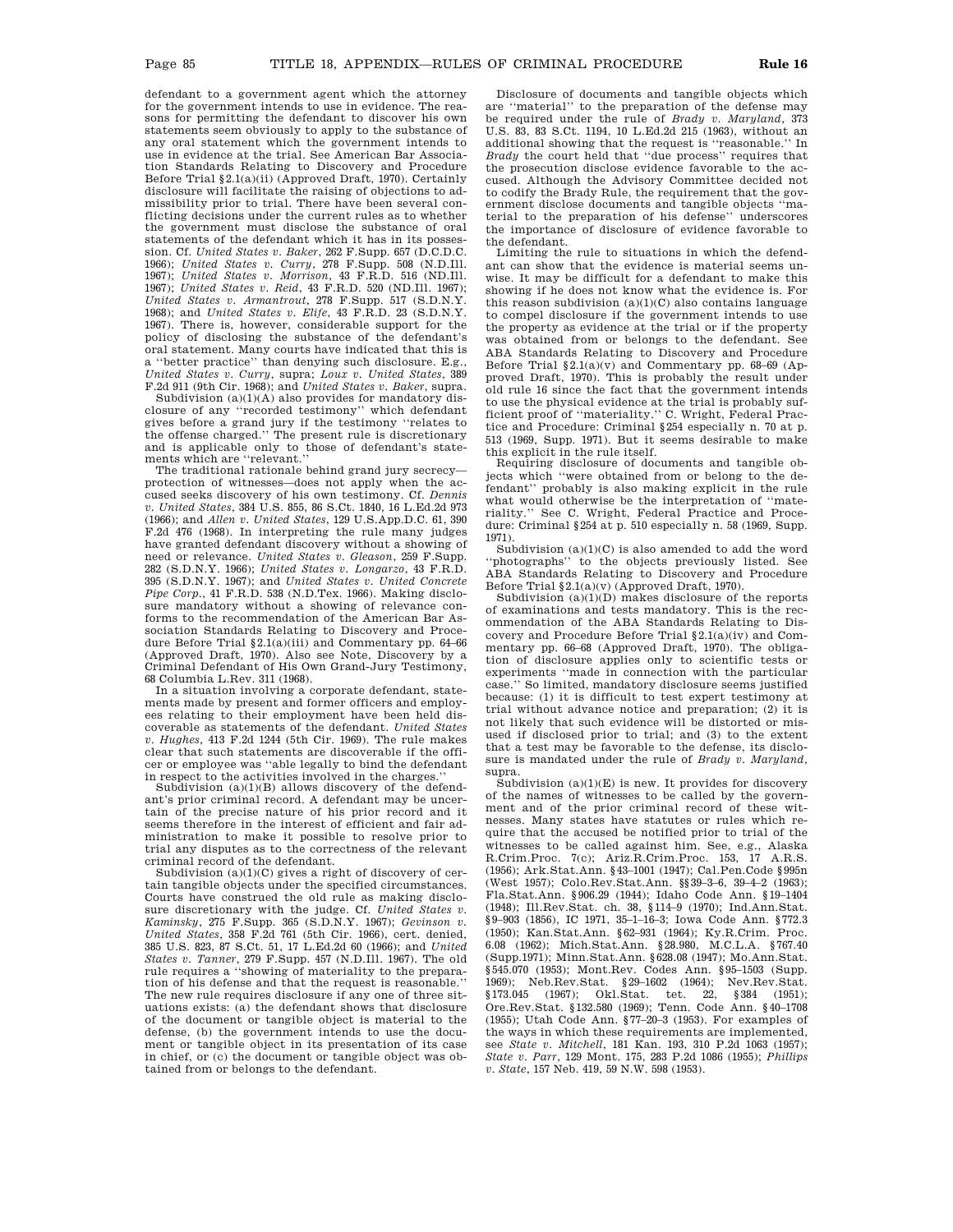defendant to a government agent which the attorney for the government intends to use in evidence. The reasons for permitting the defendant to discover his own statements seem obviously to apply to the substance of any oral statement which the government intends to use in evidence at the trial. See American Bar Association Standards Relating to Discovery and Procedure Before Trial §2.1(a)(ii) (Approved Draft, 1970). Certainly disclosure will facilitate the raising of objections to admissibility prior to trial. There have been several conflicting decisions under the current rules as to whether the government must disclose the substance of oral statements of the defendant which it has in its possession. Cf. *United States v. Baker*, 262 F.Supp. 657 (D.C.D.C. 1966); *United States v. Curry*, 278 F.Supp. 508 (N.D.Ill. 1967); *United States v. Morrison*, 43 F.R.D. 516 (ND.Ill. 1967); *United States v. Reid*, 43 F.R.D. 520 (ND.Ill. 1967); *United States v. Armantrout*, 278 F.Supp. 517 (S.D.N.Y. 1968); and *United States v. Elife*, 43 F.R.D. 23 (S.D.N.Y. 1967). There is, however, considerable support for the policy of disclosing the substance of the defendant's oral statement. Many courts have indicated that this is a ''better practice'' than denying such disclosure. E.g., *United States v. Curry*, supra; *Loux v. United States*, 389 F.2d 911 (9th Cir. 1968); and *United States v. Baker*, supra.

Subdivision (a)(1)(A) also provides for mandatory disclosure of any ''recorded testimony'' which defendant gives before a grand jury if the testimony ''relates to the offense charged.'' The present rule is discretionary and is applicable only to those of defendant's statements which are ''relevant.''

The traditional rationale behind grand jury secrecy—protection of witnesses—does not apply when the accused seeks discovery of his own testimony. Cf. *Dennis v. United States*, 384 U.S. 855, 86 S.Ct. 1840, 16 L.Ed.2d 973 (1966); and *Allen v. United States*, 129 U.S.App.D.C. 61, 390 F.2d 476 (1968). In interpreting the rule many judges have granted defendant discovery without a showing of need or relevance. *United States v. Gleason*, 259 F.Supp. 282 (S.D.N.Y. 1966); *United States v. Longarzo*, 43 F.R.D. 395 (S.D.N.Y. 1967); and *United States v. United Concrete Pipe Corp.*, 41 F.R.D. 538 (N.D.Tex. 1966). Making disclosure mandatory without a showing of relevance conforms to the recommendation of the American Bar Association Standards Relating to Discovery and Procedure Before Trial §2.1(a)(iii) and Commentary pp. 64–66 (Approved Draft, 1970). Also see Note, Discovery by a Criminal Defendant of His Own Grand-Jury Testimony, 68 Columbia L.Rev. 311 (1968).

In a situation involving a corporate defendant, statements made by present and former officers and employees relating to their employment have been held discoverable as statements of the defendant. *United States v. Hughes*, 413 F.2d 1244 (5th Cir. 1969). The rule makes clear that such statements are discoverable if the officer or employee was ''able legally to bind the defendant in respect to the activities involved in the charges.''

Subdivision (a)(1)(B) allows discovery of the defendant's prior criminal record. A defendant may be uncertain of the precise nature of his prior record and it seems therefore in the interest of efficient and fair administration to make it possible to resolve prior to trial any disputes as to the correctness of the relevant criminal record of the defendant.

Subdivision (a)(1)(C) gives a right of discovery of certain tangible objects under the specified circumstances. Courts have construed the old rule as making disclosure discretionary with the judge. Cf. *United States v. Kaminsky*, 275 F.Supp. 365 (S.D.N.Y. 1967); *Gevinson v. United States*, 358 F.2d 761 (5th Cir. 1966), cert. denied, 385 U.S. 823, 87 S.Ct. 51, 17 L.Ed.2d 60 (1966); and *United States v. Tanner*, 279 F.Supp. 457 (N.D.Ill. 1967). The old rule requires a ''showing of materiality to the preparation of his defense and that the request is reasonable.'' The new rule requires disclosure if any one of three situations exists: (a) the defendant shows that disclosure of the document or tangible object is material to the defense, (b) the government intends to use the document or tangible object in its presentation of its case in chief, or (c) the document or tangible object was obtained from or belongs to the defendant.

Disclosure of documents and tangible objects which are ''material'' to the preparation of the defense may be required under the rule of *Brady v. Maryland*, 373 U.S. 83, 83 S.Ct. 1194, 10 L.Ed.2d 215 (1963), without an additional showing that the request is ''reasonable.'' In *Brady* the court held that ''due process'' requires that the prosecution disclose evidence favorable to the accused. Although the Advisory Committee decided not to codify the Brady Rule, the requirement that the government disclose documents and tangible objects ''material to the preparation of his defense'' underscores the importance of disclosure of evidence favorable to the defendant.

Limiting the rule to situations in which the defendant can show that the evidence is material seems unwise. It may be difficult for a defendant to make this showing if he does not know what the evidence is. For this reason subdivision (a)(1)(C) also contains language to compel disclosure if the government intends to use the property as evidence at the trial or if the property was obtained from or belongs to the defendant. See ABA Standards Relating to Discovery and Procedure Before Trial §2.1(a)(v) and Commentary pp. 68–69 (Approved Draft, 1970). This is probably the result under old rule 16 since the fact that the government intends to use the physical evidence at the trial is probably sufficient proof of ''materiality.'' C. Wright, Federal Practice and Procedure: Criminal §254 especially n. 70 at p. 513 (1969, Supp. 1971). But it seems desirable to make this explicit in the rule itself.

Requiring disclosure of documents and tangible objects which ''were obtained from or belong to the defendant'' probably is also making explicit in the rule what would otherwise be the interpretation of ''materiality.'' See C. Wright, Federal Practice and Procedure: Criminal §254 at p. 510 especially n. 58 (1969, Supp. 1971).

Subdivision (a)(1)(C) is also amended to add the word ''photographs'' to the objects previously listed. See ABA Standards Relating to Discovery and Procedure Before Trial §2.1(a)(v) (Approved Draft, 1970).

Subdivision (a)(1)(D) makes disclosure of the reports of examinations and tests mandatory. This is the recommendation of the ABA Standards Relating to Discovery and Procedure Before Trial §2.1(a)(iv) and Commentary pp. 66–68 (Approved Draft, 1970). The obligation of disclosure applies only to scientific tests or experiments ''made in connection with the particular case.'' So limited, mandatory disclosure seems justified because: (1) it is difficult to test expert testimony at trial without advance notice and preparation; (2) it is not likely that such evidence will be distorted or misused if disclosed prior to trial; and (3) to the extent that a test may be favorable to the defense, its disclosure is mandated under the rule of *Brady v. Maryland*, supra.

Subdivision (a)(1)(E) is new. It provides for discovery of the names of witnesses to be called by the government and of the prior criminal record of these witnesses. Many states have statutes or rules which require that the accused be notified prior to trial of the witnesses to be called against him. See, e.g., Alaska R.Crim.Proc. 7(c); Ariz.R.Crim.Proc. 153, 17 A.R.S. (1956); Ark.Stat.Ann. §43–1001 (1947); Cal.Pen.Code §995n (West 1957); Colo.Rev.Stat.Ann. §§39–3–6, 39–4–2 (1963); Fla.Stat.Ann. §906.29 (1944); Idaho Code Ann. §19–1404 (1948); Ill.Rev.Stat. ch. 38, §114–9 (1970); Ind.Ann.Stat. §9–903 (1856), IC 1971, 35–1–16–3; Iowa Code Ann. §772.3 (1950); Kan.Stat.Ann. §62–931 (1964); Ky.R.Crim. Proc. 6.08 (1962); Mich.Stat.Ann. §28.980, M.C.L.A. §767.40 (Supp.1971); Minn.Stat.Ann. §628.08 (1947); Mo.Ann.Stat. §545.070 (1953); Mont.Rev. Codes Ann. §95–1503 (Supp. 1969); Neb.Rev.Stat. §29–1602 (1964); Nev.Rev.Stat. §173.045 (1967); Okl.Stat. tet. 22, §384 (1951); Ore.Rev.Stat. §132.580 (1969); Tenn. Code Ann. §40–1708 (1955); Utah Code Ann. §77–20–3 (1953). For examples of the ways in which these requirements are implemented, see *State v. Mitchell*, 181 Kan. 193, 310 P.2d 1063 (1957); *State v. Parr*, 129 Mont. 175, 283 P.2d 1086 (1955); *Phillips v. State*, 157 Neb. 419, 59 N.W. 598 (1953).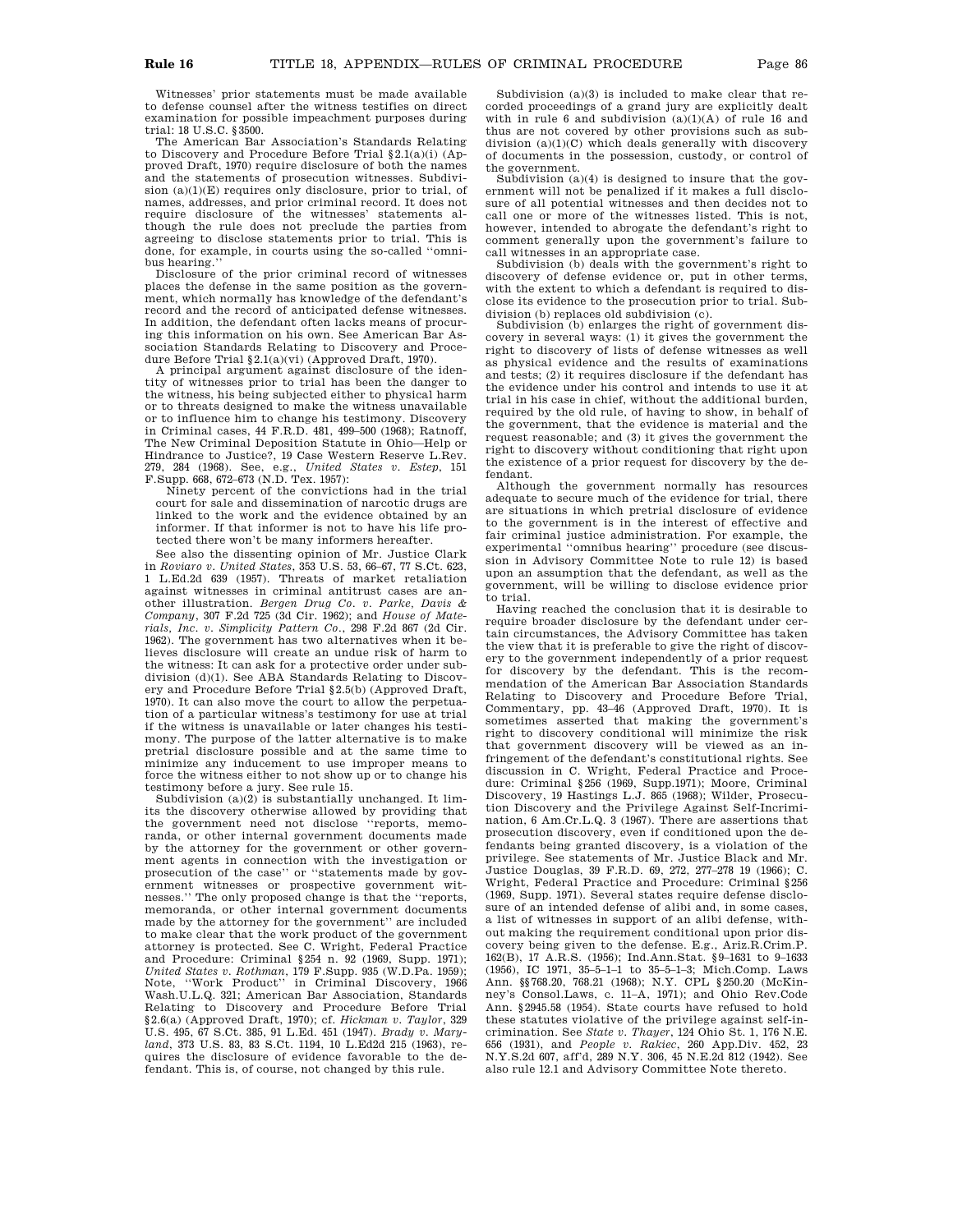Witnesses' prior statements must be made available to defense counsel after the witness testifies on direct examination for possible impeachment purposes during trial: 18 U.S.C. §3500.

The American Bar Association's Standards Relating to Discovery and Procedure Before Trial §2.1(a)(i) (Approved Draft, 1970) require disclosure of both the names and the statements of prosecution witnesses. Subdivision (a)(1)(E) requires only disclosure, prior to trial, of names, addresses, and prior criminal record. It does not require disclosure of the witnesses' statements although the rule does not preclude the parties from agreeing to disclose statements prior to trial. This is done, for example, in courts using the so-called ''omnibus hearing.''

Disclosure of the prior criminal record of witnesses places the defense in the same position as the government, which normally has knowledge of the defendant's record and the record of anticipated defense witnesses. In addition, the defendant often lacks means of procuring this information on his own. See American Bar Association Standards Relating to Discovery and Procedure Before Trial §2.1(a)(vi) (Approved Draft, 1970).

A principal argument against disclosure of the identity of witnesses prior to trial has been the danger to the witness, his being subjected either to physical harm or to threats designed to make the witness unavailable or to influence him to change his testimony. Discovery in Criminal cases, 44 F.R.D. 481, 499–500 (1968); Ratnoff, The New Criminal Deposition Statute in Ohio—Help or Hindrance to Justice?, 19 Case Western Reserve L.Rev. 279, 284 (1968). See, e.g., *United States v. Estep*, 151 F.Supp. 668, 672–673 (N.D. Tex. 1957):

> Ninety percent of the convictions had in the trial court for sale and dissemination of narcotic drugs are linked to the work and the evidence obtained by an informer. If that informer is not to have his life protected there won't be many informers hereafter.

See also the dissenting opinion of Mr. Justice Clark in *Roviaro v. United States*, 353 U.S. 53, 66–67, 77 S.Ct. 623, 1 L.Ed.2d 639 (1957). Threats of market retaliation against witnesses in criminal antitrust cases are another illustration. *Bergen Drug Co. v. Parke, Davis & Company*, 307 F.2d 725 (3d Cir. 1962); and *House of Materials, Inc. v. Simplicity Pattern Co.*, 298 F.2d 867 (2d Cir. 1962). The government has two alternatives when it believes disclosure will create an undue risk of harm to the witness: It can ask for a protective order under subdivision (d)(1). See ABA Standards Relating to Discovery and Procedure Before Trial §2.5(b) (Approved Draft, 1970). It can also move the court to allow the perpetuation of a particular witness's testimony for use at trial if the witness is unavailable or later changes his testimony. The purpose of the latter alternative is to make pretrial disclosure possible and at the same time to minimize any inducement to use improper means to force the witness either to not show up or to change his testimony before a jury. See rule 15.

Subdivision (a)(2) is substantially unchanged. It limits the discovery otherwise allowed by providing that the government need not disclose ''reports, memoranda, or other internal government documents made by the attorney for the government or other government agents in connection with the investigation or prosecution of the case'' or ''statements made by government witnesses or prospective government witnesses.'' The only proposed change is that the ''reports, memoranda, or other internal government documents made by the attorney for the government'' are included to make clear that the work product of the government attorney is protected. See C. Wright, Federal Practice and Procedure: Criminal §254 n. 92 (1969, Supp. 1971); *United States v. Rothman*, 179 F.Supp. 935 (W.D.Pa. 1959); Note, ''Work Product'' in Criminal Discovery, 1966 Wash.U.L.Q. 321; American Bar Association, Standards Relating to Discovery and Procedure Before Trial §2.6(a) (Approved Draft, 1970); cf. *Hickman v. Taylor*, 329 U.S. 495, 67 S.Ct. 385, 91 L.Ed. 451 (1947). *Brady v. Maryland*, 373 U.S. 83, 83 S.Ct. 1194, 10 L.Ed2d 215 (1963), requires the disclosure of evidence favorable to the defendant. This is, of course, not changed by this rule.

Subdivision (a)(3) is included to make clear that recorded proceedings of a grand jury are explicitly dealt with in rule 6 and subdivision (a)(1)(A) of rule 16 and thus are not covered by other provisions such as subdivision (a)(1)(C) which deals generally with discovery of documents in the possession, custody, or control of the government.

Subdivision (a)(4) is designed to insure that the government will not be penalized if it makes a full disclosure of all potential witnesses and then decides not to call one or more of the witnesses listed. This is not, however, intended to abrogate the defendant's right to comment generally upon the government's failure to call witnesses in an appropriate case.

Subdivision (b) deals with the government's right to discovery of defense evidence or, put in other terms, with the extent to which a defendant is required to disclose its evidence to the prosecution prior to trial. Subdivision (b) replaces old subdivision (c).

Subdivision (b) enlarges the right of government discovery in several ways: (1) it gives the government the right to discovery of lists of defense witnesses as well as physical evidence and the results of examinations and tests; (2) it requires disclosure if the defendant has the evidence under his control and intends to use it at trial in his case in chief, without the additional burden, required by the old rule, of having to show, in behalf of the government, that the evidence is material and the request reasonable; and (3) it gives the government the right to discovery without conditioning that right upon the existence of a prior request for discovery by the defendant.

Although the government normally has resources adequate to secure much of the evidence for trial, there are situations in which pretrial disclosure of evidence to the government is in the interest of effective and fair criminal justice administration. For example, the experimental ''omnibus hearing'' procedure (see discussion in Advisory Committee Note to rule 12) is based upon an assumption that the defendant, as well as the government, will be willing to disclose evidence prior to trial.

Having reached the conclusion that it is desirable to require broader disclosure by the defendant under certain circumstances, the Advisory Committee has taken the view that it is preferable to give the right of discovery to the government independently of a prior request for discovery by the defendant. This is the recommendation of the American Bar Association Standards Relating to Discovery and Procedure Before Trial, Commentary, pp. 43–46 (Approved Draft, 1970). It is sometimes asserted that making the government's right to discovery conditional will minimize the risk that government discovery will be viewed as an infringement of the defendant's constitutional rights. See discussion in C. Wright, Federal Practice and Procedure: Criminal §256 (1969, Supp.1971); Moore, Criminal Discovery, 19 Hastings L.J. 865 (1968); Wilder, Prosecution Discovery and the Privilege Against Self-Incrimination, 6 Am.Cr.L.Q. 3 (1967). There are assertions that prosecution discovery, even if conditioned upon the defendants being granted discovery, is a violation of the privilege. See statements of Mr. Justice Black and Mr. Justice Douglas, 39 F.R.D. 69, 272, 277–278 19 (1966); C. Wright, Federal Practice and Procedure: Criminal §256 (1969, Supp. 1971). Several states require defense disclosure of an intended defense of alibi and, in some cases, a list of witnesses in support of an alibi defense, without making the requirement conditional upon prior discovery being given to the defense. E.g., Ariz.R.Crim.P. 162(B), 17 A.R.S. (1956); Ind.Ann.Stat. §9–1631 to 9–1633 (1956), IC 1971, 35–5–1–1 to 35–5–1–3; Mich.Comp. Laws Ann. §§768.20, 768.21 (1968); N.Y. CPL §250.20 (McKinney's Consol.Laws, c. 11–A, 1971); and Ohio Rev.Code Ann. §2945.58 (1954). State courts have refused to hold these statutes violative of the privilege against self-incrimination. See *State v. Thayer*, 124 Ohio St. 1, 176 N.E. 656 (1931), and *People v. Rakiec*, 260 App.Div. 452, 23 N.Y.S.2d 607, aff'd, 289 N.Y. 306, 45 N.E.2d 812 (1942). See also rule 12.1 and Advisory Committee Note thereto.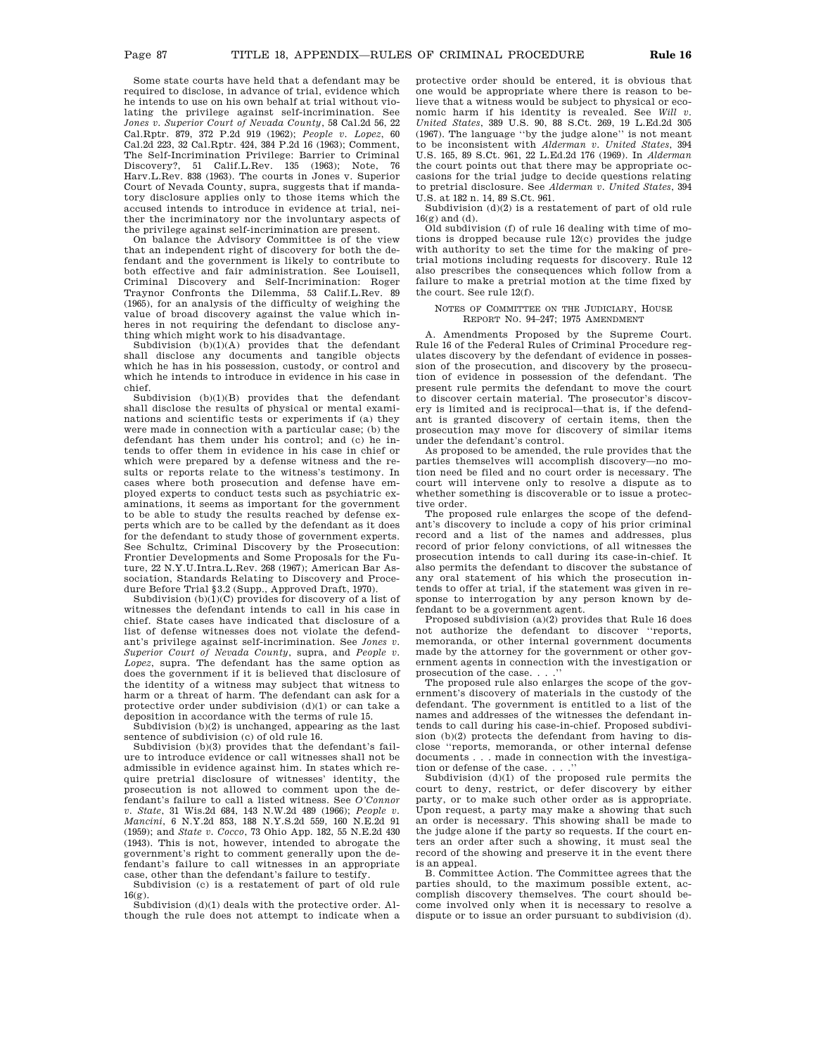Some state courts have held that a defendant may be required to disclose, in advance of trial, evidence which he intends to use on his own behalf at trial without violating the privilege against self-incrimination. See *Jones v. Superior Court of Nevada County*, 58 Cal.2d 56, 22 Cal.Rptr. 879, 372 P.2d 919 (1962); *People v. Lopez*, 60 Cal.2d 223, 32 Cal.Rptr. 424, 384 P.2d 16 (1963); Comment, The Self-Incrimination Privilege: Barrier to Criminal Discovery?, 51 Calif.L.Rev. 135 (1963); Note, 76 Harv.L.Rev. 838 (1963). The courts in Jones v. Superior Court of Nevada County, supra, suggests that if mandatory disclosure applies only to those items which the accused intends to introduce in evidence at trial, neither the incriminatory nor the involuntary aspects of the privilege against self-incrimination are present.

On balance the Advisory Committee is of the view that an independent right of discovery for both the defendant and the government is likely to contribute to both effective and fair administration. See Louisell, Criminal Discovery and Self-Incrimination: Roger Traynor Confronts the Dilemma, 53 Calif.L.Rev. 89 (1965), for an analysis of the difficulty of weighing the value of broad discovery against the value which inheres in not requiring the defendant to disclose anything which might work to his disadvantage.

Subdivision (b)(1)(A) provides that the defendant shall disclose any documents and tangible objects which he has in his possession, custody, or control and which he intends to introduce in evidence in his case in chief.

Subdivision (b)(1)(B) provides that the defendant shall disclose the results of physical or mental examinations and scientific tests or experiments if (a) they were made in connection with a particular case; (b) the defendant has them under his control; and (c) he intends to offer them in evidence in his case in chief or which were prepared by a defense witness and the results or reports relate to the witness's testimony. In cases where both prosecution and defense have employed experts to conduct tests such as psychiatric examinations, it seems as important for the government to be able to study the results reached by defense experts which are to be called by the defendant as it does for the defendant to study those of government experts. See Schultz, Criminal Discovery by the Prosecution: Frontier Developments and Some Proposals for the Future, 22 N.Y.U.Intra.L.Rev. 268 (1967); American Bar Association, Standards Relating to Discovery and Procedure Before Trial §3.2 (Supp., Approved Draft, 1970).

Subdivision (b)(1)(C) provides for discovery of a list of witnesses the defendant intends to call in his case in chief. State cases have indicated that disclosure of a list of defense witnesses does not violate the defendant's privilege against self-incrimination. See *Jones v. Superior Court of Nevada County*, supra, and *People v. Lopez*, supra. The defendant has the same option as does the government if it is believed that disclosure of the identity of a witness may subject that witness to harm or a threat of harm. The defendant can ask for a protective order under subdivision (d)(1) or can take a deposition in accordance with the terms of rule 15.

Subdivision (b)(2) is unchanged, appearing as the last sentence of subdivision (c) of old rule 16.

Subdivision (b)(3) provides that the defendant's failure to introduce evidence or call witnesses shall not be admissible in evidence against him. In states which require pretrial disclosure of witnesses' identity, the prosecution is not allowed to comment upon the defendant's failure to call a listed witness. See *O'Connor v. State*, 31 Wis.2d 684, 143 N.W.2d 489 (1966); *People v. Mancini*, 6 N.Y.2d 853, 188 N.Y.S.2d 559, 160 N.E.2d 91 (1959); and *State v. Cocco*, 73 Ohio App. 182, 55 N.E.2d 430 (1943). This is not, however, intended to abrogate the government's right to comment generally upon the defendant's failure to call witnesses in an appropriate case, other than the defendant's failure to testify.

Subdivision (c) is a restatement of part of old rule 16(g).

Subdivision (d)(1) deals with the protective order. Although the rule does not attempt to indicate when a protective order should be entered, it is obvious that one would be appropriate where there is reason to believe that a witness would be subject to physical or economic harm if his identity is revealed. See *Will v. United States*, 389 U.S. 90, 88 S.Ct. 269, 19 L.Ed.2d 305 (1967). The language "by the judge alone" is not meant to be inconsistent with *Alderman v. United States*, 394 U.S. 165, 89 S.Ct. 961, 22 L.Ed.2d 176 (1969). In *Alderman* the court points out that there may be appropriate occasions for the trial judge to decide questions relating to pretrial disclosure. See *Alderman v. United States*, 394 U.S. at 182 n. 14, 89 S.Ct. 961.

Subdivision (d)(2) is a restatement of part of old rule 16(g) and (d).

Old subdivision (f) of rule 16 dealing with time of motions is dropped because rule 12(c) provides the judge with authority to set the time for the making of pretrial motions including requests for discovery. Rule 12 also prescribes the consequences which follow from a failure to make a pretrial motion at the time fixed by the court. See rule 12(f).

## Notes of Committee on the Judiciary, House Report No. 94–247; 1975 Amendment

A. Amendments Proposed by the Supreme Court. Rule 16 of the Federal Rules of Criminal Procedure regulates discovery by the defendant of evidence in possession of the prosecution, and discovery by the prosecution of evidence in possession of the defendant. The present rule permits the defendant to move the court to discover certain material. The prosecutor's discovery is limited and is reciprocal—that is, if the defendant is granted discovery of certain items, then the prosecution may move for discovery of similar items under the defendant's control.

As proposed to be amended, the rule provides that the parties themselves will accomplish discovery—no motion need be filed and no court order is necessary. The court will intervene only to resolve a dispute as to whether something is discoverable or to issue a protective order.

The proposed rule enlarges the scope of the defendant's discovery to include a copy of his prior criminal record and a list of the names and addresses, plus record of prior felony convictions, of all witnesses the prosecution intends to call during its case-in-chief. It also permits the defendant to discover the substance of any oral statement of his which the prosecution intends to offer at trial, if the statement was given in response to interrogation by any person known by defendant to be a government agent.

Proposed subdivision (a)(2) provides that Rule 16 does not authorize the defendant to discover "reports, memoranda, or other internal government documents made by the attorney for the government or other government agents in connection with the investigation or prosecution of the case. . . ."

The proposed rule also enlarges the scope of the government's discovery of materials in the custody of the defendant. The government is entitled to a list of the names and addresses of the witnesses the defendant intends to call during his case-in-chief. Proposed subdivision (b)(2) protects the defendant from having to disclose "reports, memoranda, or other internal defense documents . . . made in connection with the investigation or defense of the case. . . ."

Subdivision (d)(1) of the proposed rule permits the court to deny, restrict, or defer discovery by either party, or to make such other order as is appropriate. Upon request, a party may make a showing that such an order is necessary. This showing shall be made to the judge alone if the party so requests. If the court enters an order after such a showing, it must seal the record of the showing and preserve it in the event there is an appeal.

B. Committee Action. The Committee agrees that the parties should, to the maximum possible extent, accomplish discovery themselves. The court should become involved only when it is necessary to resolve a dispute or to issue an order pursuant to subdivision (d).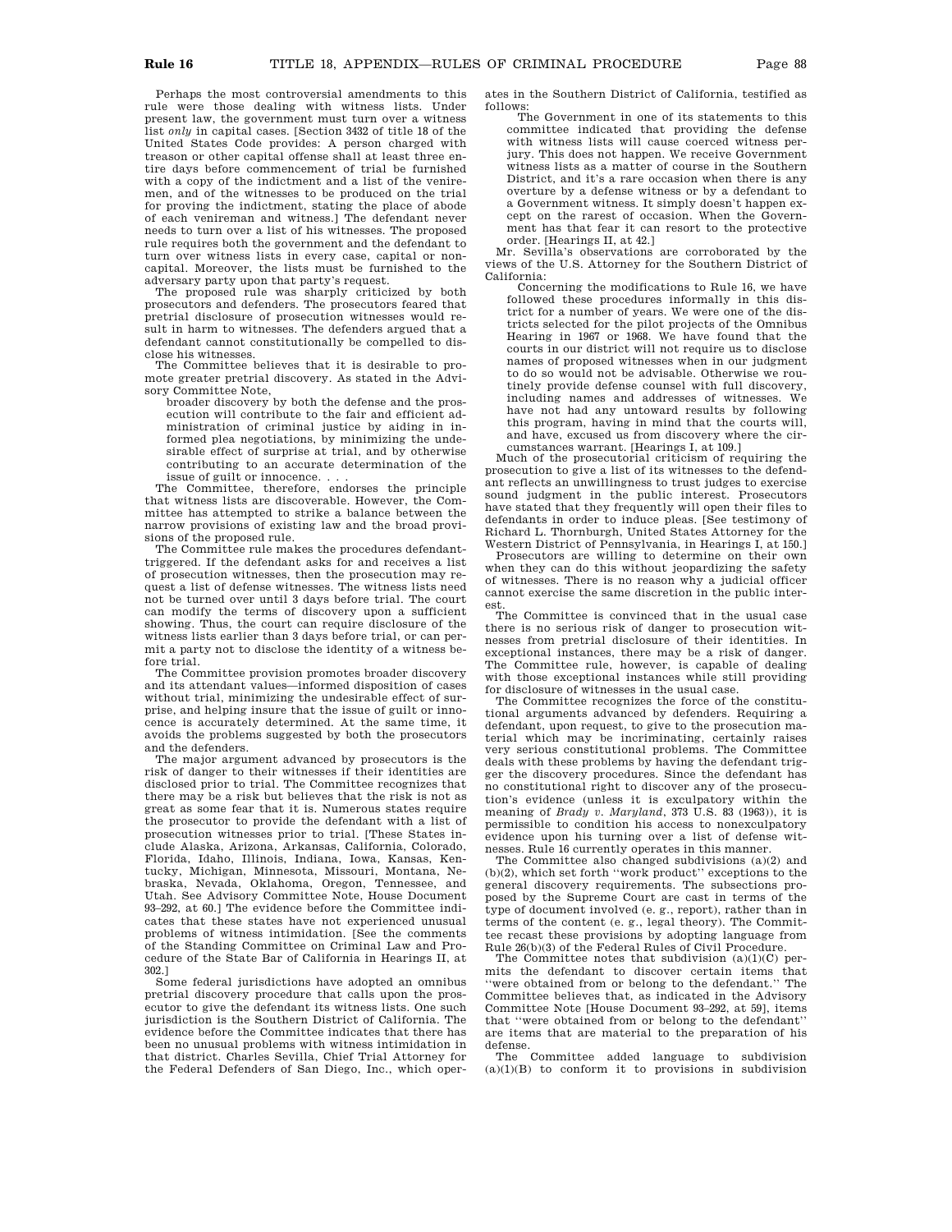Perhaps the most controversial amendments to this rule were those dealing with witness lists. Under present law, the government must turn over a witness list *only* in capital cases. [Section 3432 of title 18 of the United States Code provides: A person charged with treason or other capital offense shall at least three entire days before commencement of trial be furnished with a copy of the indictment and a list of the veniremen, and of the witnesses to be produced on the trial for proving the indictment, stating the place of abode of each venireman and witness.] The defendant never needs to turn over a list of his witnesses. The proposed rule requires both the government and the defendant to turn over witness lists in every case, capital or noncapital. Moreover, the lists must be furnished to the adversary party upon that party's request.

The proposed rule was sharply criticized by both prosecutors and defenders. The prosecutors feared that pretrial disclosure of prosecution witnesses would result in harm to witnesses. The defenders argued that a defendant cannot constitutionally be compelled to disclose his witnesses.

The Committee believes that it is desirable to promote greater pretrial discovery. As stated in the Advisory Committee Note,

> broader discovery by both the defense and the prosecution will contribute to the fair and efficient administration of criminal justice by aiding in informed plea negotiations, by minimizing the undesirable effect of surprise at trial, and by otherwise contributing to an accurate determination of the issue of guilt or innocence. . . .

The Committee, therefore, endorses the principle that witness lists are discoverable. However, the Committee has attempted to strike a balance between the narrow provisions of existing law and the broad provisions of the proposed rule.

The Committee rule makes the procedures defendant-triggered. If the defendant asks for and receives a list of prosecution witnesses, then the prosecution may request a list of defense witnesses. The witness lists need not be turned over until 3 days before trial. The court can modify the terms of discovery upon a sufficient showing. Thus, the court can require disclosure of the witness lists earlier than 3 days before trial, or can permit a party not to disclose the identity of a witness before trial.

The Committee provision promotes broader discovery and its attendant values—informed disposition of cases without trial, minimizing the undesirable effect of surprise, and helping insure that the issue of guilt or innocence is accurately determined. At the same time, it avoids the problems suggested by both the prosecutors and the defenders.

The major argument advanced by prosecutors is the risk of danger to their witnesses if their identities are disclosed prior to trial. The Committee recognizes that there may be a risk but believes that the risk is not as great as some fear that it is. Numerous states require the prosecutor to provide the defendant with a list of prosecution witnesses prior to trial. [These States include Alaska, Arizona, Arkansas, California, Colorado, Florida, Idaho, Illinois, Indiana, Iowa, Kansas, Kentucky, Michigan, Minnesota, Missouri, Montana, Nebraska, Nevada, Oklahoma, Oregon, Tennessee, and Utah. See Advisory Committee Note, House Document 93–292, at 60.] The evidence before the Committee indicates that these states have not experienced unusual problems of witness intimidation. [See the comments of the Standing Committee on Criminal Law and Procedure of the State Bar of California in Hearings II, at 302.]

Some federal jurisdictions have adopted an omnibus pretrial discovery procedure that calls upon the prosecutor to give the defendant its witness lists. One such jurisdiction is the Southern District of California. The evidence before the Committee indicates that there has been no unusual problems with witness intimidation in that district. Charles Sevilla, Chief Trial Attorney for the Federal Defenders of San Diego, Inc., which operates in the Southern District of California, testified as follows:

> The Government in one of its statements to this committee indicated that providing the defense with witness lists will cause coerced witness perjury. This does not happen. We receive Government witness lists as a matter of course in the Southern District, and it's a rare occasion when there is any overture by a defense witness or by a defendant to a Government witness. It simply doesn't happen except on the rarest of occasion. When the Government has that fear it can resort to the protective order. [Hearings II, at 42.]

Mr. Sevilla's observations are corroborated by the views of the U.S. Attorney for the Southern District of California:

> Concerning the modifications to Rule 16, we have followed these procedures informally in this district for a number of years. We were one of the districts selected for the pilot projects of the Omnibus Hearing in 1967 or 1968. We have found that the courts in our district will not require us to disclose names of proposed witnesses when in our judgment to do so would not be advisable. Otherwise we routinely provide defense counsel with full discovery, including names and addresses of witnesses. We have not had any untoward results by following this program, having in mind that the courts will, and have, excused us from discovery where the circumstances warrant. [Hearings I, at 109.]

Much of the prosecutorial criticism of requiring the prosecution to give a list of its witnesses to the defendant reflects an unwillingness to trust judges to exercise sound judgment in the public interest. Prosecutors have stated that they frequently will open their files to defendants in order to induce pleas. [See testimony of Richard L. Thornburgh, United States Attorney for the Western District of Pennsylvania, in Hearings I, at 150.] Prosecutors are willing to determine on their own when they can do this without jeopardizing the safety of witnesses. There is no reason why a judicial officer cannot exercise the same discretion in the public interest.

The Committee is convinced that in the usual case there is no serious risk of danger to prosecution witnesses from pretrial disclosure of their identities. In exceptional instances, there may be a risk of danger. The Committee rule, however, is capable of dealing with those exceptional instances while still providing for disclosure of witnesses in the usual case.

The Committee recognizes the force of the constitutional arguments advanced by defenders. Requiring a defendant, upon request, to give to the prosecution material which may be incriminating, certainly raises very serious constitutional problems. The Committee deals with these problems by having the defendant trigger the discovery procedures. Since the defendant has no constitutional right to discover any of the prosecution's evidence (unless it is exculpatory within the meaning of *Brady v. Maryland*, 373 U.S. 83 (1963)), it is permissible to condition his access to nonexculpatory evidence upon his turning over a list of defense witnesses. Rule 16 currently operates in this manner.

The Committee also changed subdivisions (a)(2) and (b)(2), which set forth "work product" exceptions to the general discovery requirements. The subsections proposed by the Supreme Court are cast in terms of the type of document involved (e. g., report), rather than in terms of the content (e. g., legal theory). The Committee recast these provisions by adopting language from Rule 26(b)(3) of the Federal Rules of Civil Procedure.

The Committee notes that subdivision (a)(1)(C) permits the defendant to discover certain items that "were obtained from or belong to the defendant." The Committee believes that, as indicated in the Advisory Committee Note [House Document 93–292, at 59], items that "were obtained from or belong to the defendant" are items that are material to the preparation of his defense.

The Committee added language to subdivision (a)(1)(B) to conform it to provisions in subdivision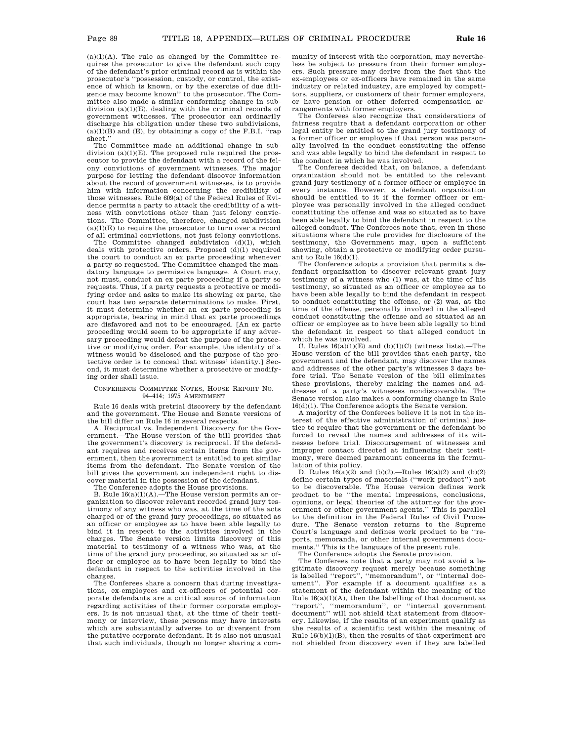(a)(1)(A). The rule as changed by the Committee requires the prosecutor to give the defendant such copy of the defendant's prior criminal record as is within the prosecutor's ''possession, custody, or control, the existence of which is known, or by the exercise of due diligence may become known'' to the prosecutor. The Committee also made a similar conforming change in subdivision (a)(1)(E), dealing with the criminal records of government witnesses. The prosecutor can ordinarily discharge his obligation under these two subdivisions, (a)(1)(B) and (E), by obtaining a copy of the F.B.I. ''rap sheet.''

The Committee made an additional change in subdivision (a)(1)(E). The proposed rule required the prosecutor to provide the defendant with a record of the felony convictions of government witnesses. The major purpose for letting the defendant discover information about the record of government witnesses, is to provide him with information concerning the credibility of those witnesses. Rule 609(a) of the Federal Rules of Evidence permits a party to attack the credibility of a witness with convictions other than just felony convictions. The Committee, therefore, changed subdivision (a)(1)(E) to require the prosecutor to turn over a record of all criminal convictions, not just felony convictions.

The Committee changed subdivision (d)(1), which deals with protective orders. Proposed (d)(1) required the court to conduct an ex parte proceeding whenever a party so requested. The Committee changed the mandatory language to permissive language. A Court may, not must, conduct an ex parte proceeding if a party so requests. Thus, if a party requests a protective or modifying order and asks to make its showing ex parte, the court has two separate determinations to make. First, it must determine whether an ex parte proceeding is appropriate, bearing in mind that ex parte proceedings are disfavored and not to be encouraged. [An ex parte proceeding would seem to be appropriate if any adversary proceeding would defeat the purpose of the protective or modifying order. For example, the identity of a witness would be disclosed and the purpose of the protective order is to conceal that witness' identity.] Second, it must determine whether a protective or modifying order shall issue.

CONFERENCE COMMITTEE NOTES, HOUSE REPORT NO. 94–414; 1975 AMENDMENT

Rule 16 deals with pretrial discovery by the defendant and the government. The House and Senate versions of the bill differ on Rule 16 in several respects.

A. Reciprocal vs. Independent Discovery for the Government.—The House version of the bill provides that the government's discovery is reciprocal. If the defendant requires and receives certain items from the government, then the government is entitled to get similar items from the defendant. The Senate version of the bill gives the government an independent right to discover material in the possession of the defendant.

The Conference adopts the House provisions.

B. Rule 16(a)(1)(A).—The House version permits an organization to discover relevant recorded grand jury testimony of any witness who was, at the time of the acts charged or of the grand jury proceedings, so situated as an officer or employee as to have been able legally to bind it in respect to the activities involved in the charges. The Senate version limits discovery of this material to testimony of a witness who was, at the time of the grand jury proceeding, so situated as an officer or employee as to have been legally to bind the defendant in respect to the activities involved in the charges.

The Conferees share a concern that during investigations, ex-employees and ex-officers of potential corporate defendants are a critical source of information regarding activities of their former corporate employers. It is not unusual that, at the time of their testimony or interview, these persons may have interests which are substantially adverse to or divergent from the putative corporate defendant. It is also not unusual that such individuals, though no longer sharing a community of interest with the corporation, may nevertheless be subject to pressure from their former employers. Such pressure may derive from the fact that the ex-employees or ex-officers have remained in the same industry or related industry, are employed by competitors, suppliers, or customers of their former employers, or have pension or other deferred compensation arrangements with former employers.

The Conferees also recognize that considerations of fairness require that a defendant corporation or other legal entity be entitled to the grand jury testimony of a former officer or employee if that person was personally involved in the conduct constituting the offense and was able legally to bind the defendant in respect to the conduct in which he was involved.

The Conferees decided that, on balance, a defendant organization should not be entitled to the relevant grand jury testimony of a former officer or employee in every instance. However, a defendant organization should be entitled to it if the former officer or employee was personally involved in the alleged conduct constituting the offense and was so situated as to have been able legally to bind the defendant in respect to the alleged conduct. The Conferees note that, even in those situations where the rule provides for disclosure of the testimony, the Government may, upon a sufficient showing, obtain a protective or modifying order pursuant to Rule 16(d)(1).

The Conference adopts a provision that permits a defendant organization to discover relevant grant jury testimony of a witness who (1) was, at the time of his testimony, so situated as an officer or employee as to have been able legally to bind the defendant in respect to conduct constituting the offense, or (2) was, at the time of the offense, personally involved in the alleged conduct constituting the offense and so situated as an officer or employee as to have been able legally to bind the defendant in respect to that alleged conduct in which he was involved.

C. Rules 16(a)(1)(E) and (b)(1)(C) (witness lists).—The House version of the bill provides that each party, the government and the defendant, may discover the names and addresses of the other party's witnesses 3 days before trial. The Senate version of the bill eliminates these provisions, thereby making the names and addresses of a party's witnesses nondiscoverable. The Senate version also makes a conforming change in Rule 16(d)(1). The Conference adopts the Senate version.

A majority of the Conferees believe it is not in the interest of the effective administration of criminal justice to require that the government or the defendant be forced to reveal the names and addresses of its witnesses before trial. Discouragement of witnesses and improper contact directed at influencing their testimony, were deemed paramount concerns in the formulation of this policy.

D. Rules 16(a)(2) and (b)(2).—Rules 16(a)(2) and (b)(2) define certain types of materials (''work product'') not to be discoverable. The House version defines work product to be ''the mental impressions, conclusions, opinions, or legal theories of the attorney for the government or other government agents.'' This is parallel to the definition in the Federal Rules of Civil Procedure. The Senate version returns to the Supreme Court's language and defines work product to be ''reports, memoranda, or other internal government documents.'' This is the language of the present rule.

The Conference adopts the Senate provision.

The Conferees note that a party may not avoid a legitimate discovery request merely because something is labelled ''report'', ''memorandum'', or ''internal document''. For example if a document qualifies as a statement of the defendant within the meaning of the Rule 16(a)(1)(A), then the labelling of that document as ''report'', ''memorandum'', or ''internal government document'' will not shield that statement from discovery. Likewise, if the results of an experiment qualify as the results of a scientific test within the meaning of Rule 16(b)(1)(B), then the results of that experiment are not shielded from discovery even if they are labelled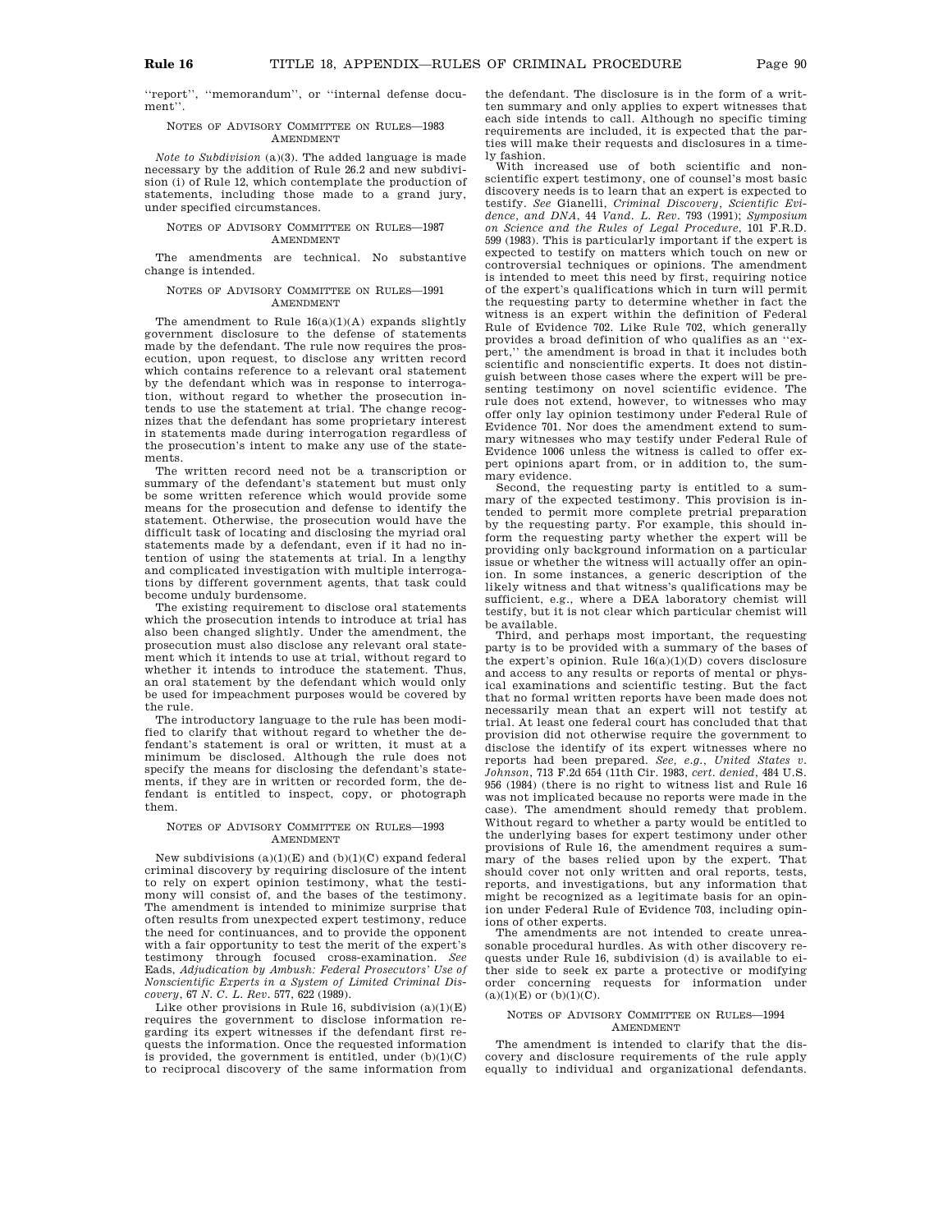''report'', ''memorandum'', or ''internal defense document''.

NOTES OF ADVISORY COMMITTEE ON RULES—1983 AMENDMENT

*Note to Subdivision* (a)(3). The added language is made necessary by the addition of Rule 26.2 and new subdivision (i) of Rule 12, which contemplate the production of statements, including those made to a grand jury, under specified circumstances.

NOTES OF ADVISORY COMMITTEE ON RULES—1987 AMENDMENT

The amendments are technical. No substantive change is intended.

NOTES OF ADVISORY COMMITTEE ON RULES—1991 AMENDMENT

The amendment to Rule 16(a)(1)(A) expands slightly government disclosure to the defense of statements made by the defendant. The rule now requires the prosecution, upon request, to disclose any written record which contains reference to a relevant oral statement by the defendant which was in response to interrogation, without regard to whether the prosecution intends to use the statement at trial. The change recognizes that the defendant has some proprietary interest in statements made during interrogation regardless of the prosecution's intent to make any use of the statements.

The written record need not be a transcription or summary of the defendant's statement but must only be some written reference which would provide some means for the prosecution and defense to identify the statement. Otherwise, the prosecution would have the difficult task of locating and disclosing the myriad oral statements made by a defendant, even if it had no intention of using the statements at trial. In a lengthy and complicated investigation with multiple interrogations by different government agents, that task could become unduly burdensome.

The existing requirement to disclose oral statements which the prosecution intends to introduce at trial has also been changed slightly. Under the amendment, the prosecution must also disclose any relevant oral statement which it intends to use at trial, without regard to whether it intends to introduce the statement. Thus, an oral statement by the defendant which would only be used for impeachment purposes would be covered by the rule.

The introductory language to the rule has been modified to clarify that without regard to whether the defendant's statement is oral or written, it must at a minimum be disclosed. Although the rule does not specify the means for disclosing the defendant's statements, if they are in written or recorded form, the defendant is entitled to inspect, copy, or photograph them.

NOTES OF ADVISORY COMMITTEE ON RULES—1993 AMENDMENT

New subdivisions (a)(1)(E) and (b)(1)(C) expand federal criminal discovery by requiring disclosure of the intent to rely on expert opinion testimony, what the testimony will consist of, and the bases of the testimony. The amendment is intended to minimize surprise that often results from unexpected expert testimony, reduce the need for continuances, and to provide the opponent with a fair opportunity to test the merit of the expert's testimony through focused cross-examination. *See* Eads, *Adjudication by Ambush: Federal Prosecutors' Use of Nonscientific Experts in a System of Limited Criminal Discovery*, 67 *N. C. L. Rev*. 577, 622 (1989).

Like other provisions in Rule 16, subdivision (a)(1)(E) requires the government to disclose information regarding its expert witnesses if the defendant first requests the information. Once the requested information is provided, the government is entitled, under (b)(1)(C) to reciprocal discovery of the same information from the defendant. The disclosure is in the form of a written summary and only applies to expert witnesses that each side intends to call. Although no specific timing requirements are included, it is expected that the parties will make their requests and disclosures in a timely fashion.

With increased use of both scientific and nonscientific expert testimony, one of counsel's most basic discovery needs is to learn that an expert is expected to testify. *See* Gianelli, *Criminal Discovery, Scientific Evidence, and DNA*, 44 *Vand. L. Rev*. 793 (1991); *Symposium on Science and the Rules of Legal Procedure*, 101 F.R.D. 599 (1983). This is particularly important if the expert is expected to testify on matters which touch on new or controversial techniques or opinions. The amendment is intended to meet this need by first, requiring notice of the expert's qualifications which in turn will permit the requesting party to determine whether in fact the witness is an expert within the definition of Federal Rule of Evidence 702. Like Rule 702, which generally provides a broad definition of who qualifies as an ''expert,'' the amendment is broad in that it includes both scientific and nonscientific experts. It does not distinguish between those cases where the expert will be presenting testimony on novel scientific evidence. The rule does not extend, however, to witnesses who may offer only lay opinion testimony under Federal Rule of Evidence 701. Nor does the amendment extend to summary witnesses who may testify under Federal Rule of Evidence 1006 unless the witness is called to offer expert opinions apart from, or in addition to, the summary evidence.

Second, the requesting party is entitled to a summary of the expected testimony. This provision is intended to permit more complete pretrial preparation by the requesting party. For example, this should inform the requesting party whether the expert will be providing only background information on a particular issue or whether the witness will actually offer an opinion. In some instances, a generic description of the likely witness and that witness's qualifications may be sufficient, e.g., where a DEA laboratory chemist will testify, but it is not clear which particular chemist will be available.

Third, and perhaps most important, the requesting party is to be provided with a summary of the bases of the expert's opinion. Rule 16(a)(1)(D) covers disclosure and access to any results or reports of mental or physical examinations and scientific testing. But the fact that no formal written reports have been made does not necessarily mean that an expert will not testify at trial. At least one federal court has concluded that that provision did not otherwise require the government to disclose the identify of its expert witnesses where no reports had been prepared. *See, e.g., United States v. Johnson*, 713 F.2d 654 (11th Cir. 1983, *cert. denied*, 484 U.S. 956 (1984) (there is no right to witness list and Rule 16 was not implicated because no reports were made in the case). The amendment should remedy that problem. Without regard to whether a party would be entitled to the underlying bases for expert testimony under other provisions of Rule 16, the amendment requires a summary of the bases relied upon by the expert. That should cover not only written and oral reports, tests, reports, and investigations, but any information that might be recognized as a legitimate basis for an opinion under Federal Rule of Evidence 703, including opinions of other experts.

The amendments are not intended to create unreasonable procedural hurdles. As with other discovery requests under Rule 16, subdivision (d) is available to either side to seek ex parte a protective or modifying order concerning requests for information under (a)(1)(E) or (b)(1)(C).

NOTES OF ADVISORY COMMITTEE ON RULES—1994 AMENDMENT

The amendment is intended to clarify that the discovery and disclosure requirements of the rule apply equally to individual and organizational defendants.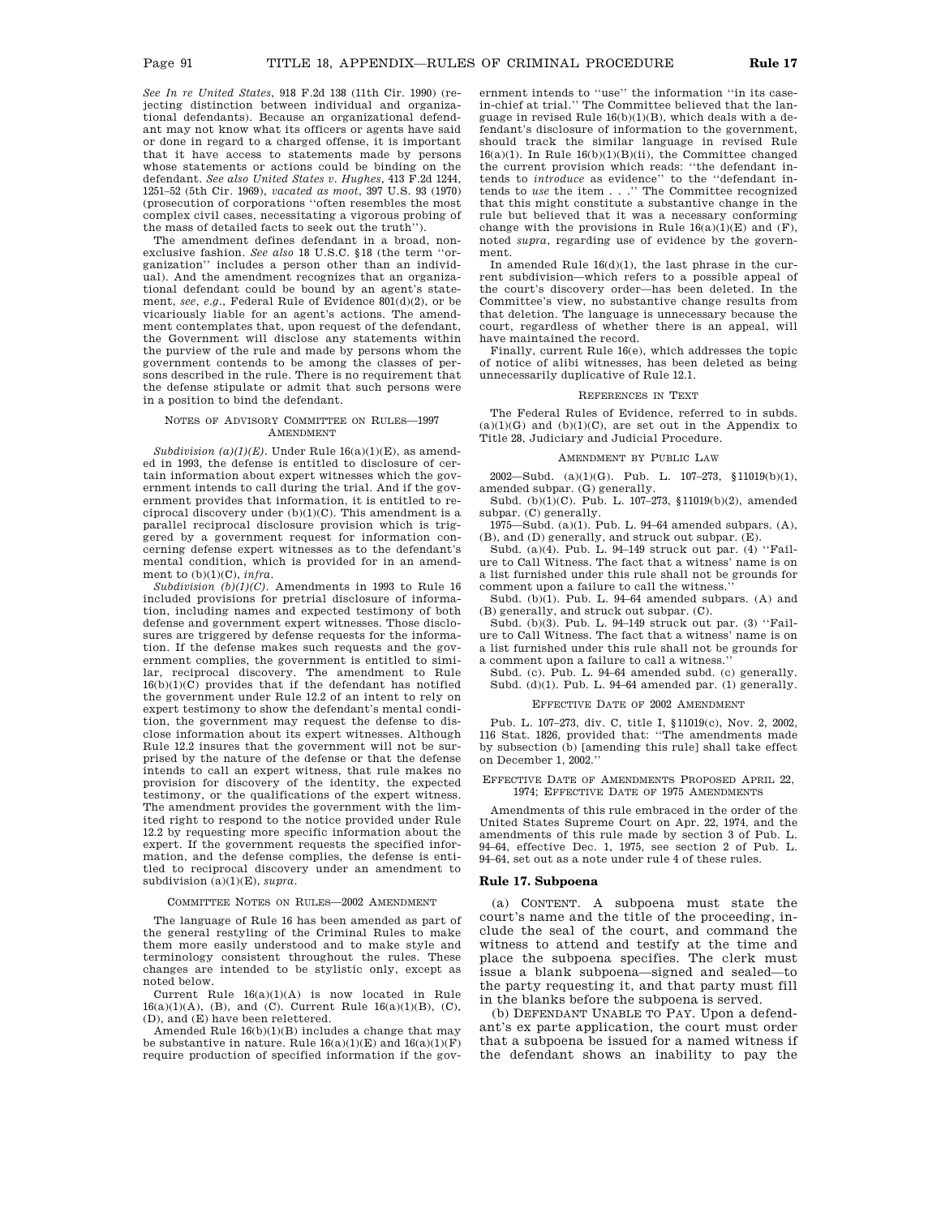*See In re United States*, 918 F.2d 138 (11th Cir. 1990) (rejecting distinction between individual and organizational defendants). Because an organizational defendant may not know what its officers or agents have said or done in regard to a charged offense, it is important that it have access to statements made by persons whose statements or actions could be binding on the defendant. *See also United States v. Hughes*, 413 F.2d 1244, 1251–52 (5th Cir. 1969), *vacated as moot*, 397 U.S. 93 (1970) (prosecution of corporations ''often resembles the most complex civil cases, necessitating a vigorous probing of the mass of detailed facts to seek out the truth'').

The amendment defines defendant in a broad, nonexclusive fashion. *See also* 18 U.S.C. §18 (the term ''organization'' includes a person other than an individual). And the amendment recognizes that an organizational defendant could be bound by an agent's statement, *see, e.g.*, Federal Rule of Evidence 801(d)(2), or be vicariously liable for an agent's actions. The amendment contemplates that, upon request of the defendant, the Government will disclose any statements within the purview of the rule and made by persons whom the government contends to be among the classes of persons described in the rule. There is no requirement that the defense stipulate or admit that such persons were in a position to bind the defendant.

NOTES OF ADVISORY COMMITTEE ON RULES—1997 AMENDMENT

*Subdivision (a)(1)(E).* Under Rule 16(a)(1)(E), as amended in 1993, the defense is entitled to disclosure of certain information about expert witnesses which the government intends to call during the trial. And if the government provides that information, it is entitled to reciprocal discovery under (b)(1)(C). This amendment is a parallel reciprocal disclosure provision which is triggered by a government request for information concerning defense expert witnesses as to the defendant's mental condition, which is provided for in an amendment to (b)(1)(C), *infra*.

*Subdivision (b)(1)(C).* Amendments in 1993 to Rule 16 included provisions for pretrial disclosure of information, including names and expected testimony of both defense and government expert witnesses. Those disclosures are triggered by defense requests for the information. If the defense makes such requests and the government complies, the government is entitled to similar, reciprocal discovery. The amendment to Rule 16(b)(1)(C) provides that if the defendant has notified the government under Rule 12.2 of an intent to rely on expert testimony to show the defendant's mental condition, the government may request the defense to disclose information about its expert witnesses. Although Rule 12.2 insures that the government will not be surprised by the nature of the defense or that the defense intends to call an expert witness, that rule makes no provision for discovery of the identity, the expected testimony, or the qualifications of the expert witness. The amendment provides the government with the limited right to respond to the notice provided under Rule 12.2 by requesting more specific information about the expert. If the government requests the specified information, and the defense complies, the defense is entitled to reciprocal discovery under an amendment to subdivision (a)(1)(E), *supra*.

COMMITTEE NOTES ON RULES—2002 AMENDMENT

The language of Rule 16 has been amended as part of the general restyling of the Criminal Rules to make them more easily understood and to make style and terminology consistent throughout the rules. These changes are intended to be stylistic only, except as noted below.

Current Rule 16(a)(1)(A) is now located in Rule 16(a)(1)(A), (B), and (C). Current Rule 16(a)(1)(B), (C), (D), and (E) have been relettered.

Amended Rule 16(b)(1)(B) includes a change that may be substantive in nature. Rule 16(a)(1)(E) and 16(a)(1)(F) require production of specified information if the government intends to ''use'' the information ''in its case-in-chief at trial.'' The Committee believed that the language in revised Rule 16(b)(1)(B), which deals with a defendant's disclosure of information to the government, should track the similar language in revised Rule 16(a)(1). In Rule 16(b)(1)(B)(ii), the Committee changed the current provision which reads: ''the defendant intends to *introduce* as evidence'' to the ''defendant intends to *use* the item . . .'' The Committee recognized that this might constitute a substantive change in the rule but believed that it was a necessary conforming change with the provisions in Rule 16(a)(1)(E) and (F), noted *supra*, regarding use of evidence by the government.

In amended Rule 16(d)(1), the last phrase in the current subdivision—which refers to a possible appeal of the court's discovery order—has been deleted. In the Committee's view, no substantive change results from that deletion. The language is unnecessary because the court, regardless of whether there is an appeal, will have maintained the record.

Finally, current Rule 16(e), which addresses the topic of notice of alibi witnesses, has been deleted as being unnecessarily duplicative of Rule 12.1.

REFERENCES IN TEXT

The Federal Rules of Evidence, referred to in subds. (a)(1)(G) and (b)(1)(C), are set out in the Appendix to Title 28, Judiciary and Judicial Procedure.

AMENDMENT BY PUBLIC LAW

2002—Subd. (a)(1)(G). Pub. L. 107–273, §11019(b)(1), amended subpar. (G) generally.

Subd. (b)(1)(C). Pub. L. 107–273, §11019(b)(2), amended subpar. (C) generally.

1975—Subd. (a)(1). Pub. L. 94–64 amended subpars. (A), (B), and (D) generally, and struck out subpar. (E).

Subd. (a)(4). Pub. L. 94–149 struck out par. (4) ''Failure to Call Witness. The fact that a witness' name is on a list furnished under this rule shall not be grounds for comment upon a failure to call the witness.''

Subd. (b)(1). Pub. L. 94–64 amended subpars. (A) and (B) generally, and struck out subpar. (C).

Subd. (b)(3). Pub. L. 94–149 struck out par. (3) ''Failure to Call Witness. The fact that a witness' name is on a list furnished under this rule shall not be grounds for a comment upon a failure to call a witness.''

Subd. (c). Pub. L. 94–64 amended subd. (c) generally.

Subd. (d)(1). Pub. L. 94–64 amended par. (1) generally.

EFFECTIVE DATE OF 2002 AMENDMENT

Pub. L. 107–273, div. C, title I, §11019(c), Nov. 2, 2002, 116 Stat. 1826, provided that: ''The amendments made by subsection (b) [amending this rule] shall take effect on December 1, 2002.''

EFFECTIVE DATE OF AMENDMENTS PROPOSED APRIL 22, 1974; EFFECTIVE DATE OF 1975 AMENDMENTS

Amendments of this rule embraced in the order of the United States Supreme Court on Apr. 22, 1974, and the amendments of this rule made by section 3 of Pub. L. 94–64, effective Dec. 1, 1975, see section 2 of Pub. L. 94–64, set out as a note under rule 4 of these rules.

## Rule 17. Subpoena

(a) CONTENT. A subpoena must state the court's name and the title of the proceeding, include the seal of the court, and command the witness to attend and testify at the time and place the subpoena specifies. The clerk must issue a blank subpoena—signed and sealed—to the party requesting it, and that party must fill in the blanks before the subpoena is served.

(b) DEFENDANT UNABLE TO PAY. Upon a defendant's ex parte application, the court must order that a subpoena be issued for a named witness if the defendant shows an inability to pay the